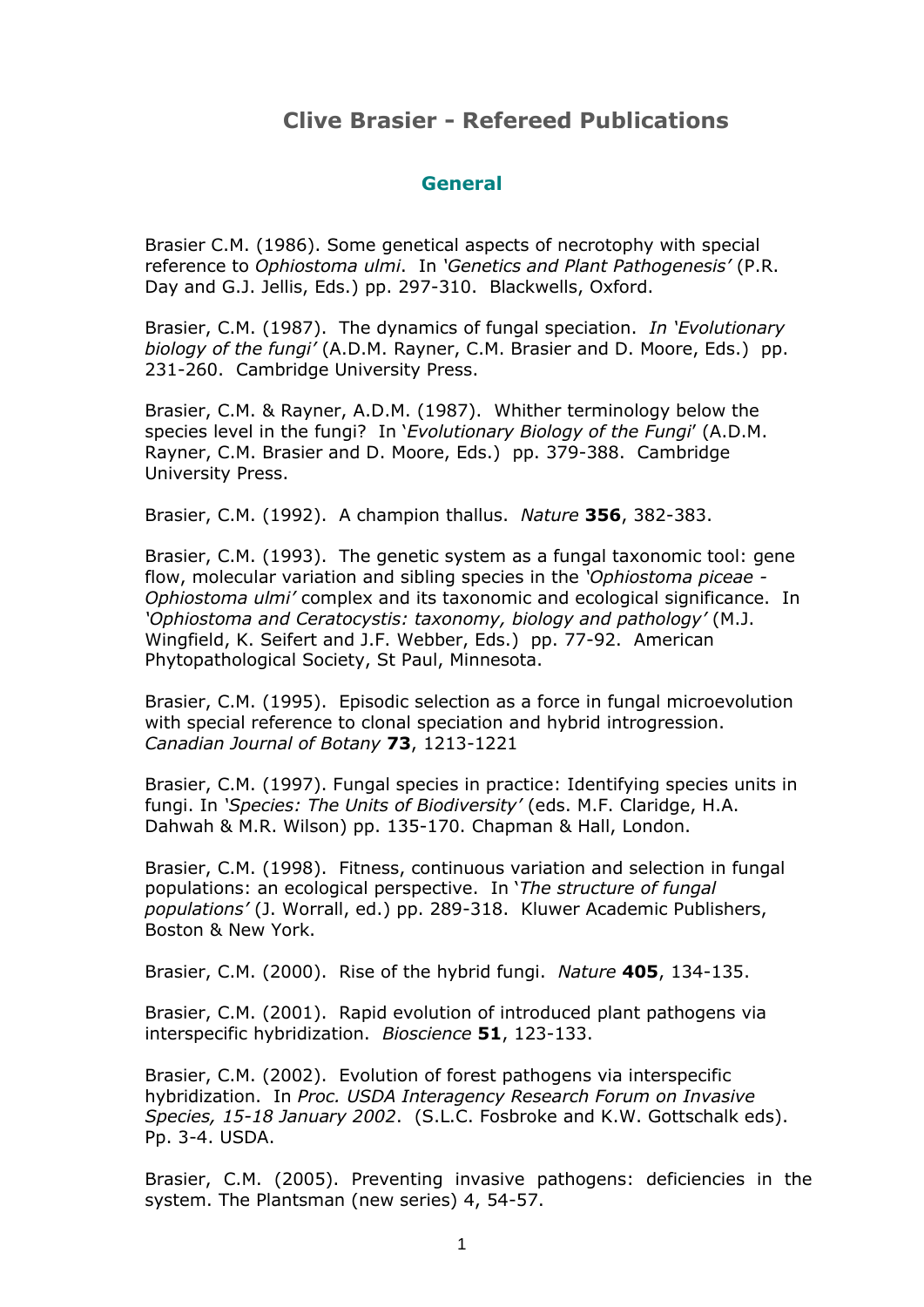# Clive Brasier - Refereed Publications

## General

Brasier C.M. (1986). Some genetical aspects of necrotophy with special reference to *Ophiostoma ulmi*. In *'Genetics and Plant Pathogenesis'* (P.R. Day and G.J. Jellis, Eds.) pp. 297-310. Blackwells, Oxford.

Brasier, C.M. (1987). The dynamics of fungal speciation. *In 'Evolutionary biology of the fungi'* (A.D.M. Rayner, C.M. Brasier and D. Moore, Eds.) pp. 231-260. Cambridge University Press.

Brasier, C.M. & Rayner, A.D.M. (1987). Whither terminology below the species level in the fungi? In '*Evolutionary Biology of the Fungi*' (A.D.M. Rayner, C.M. Brasier and D. Moore, Eds.) pp. 379-388. Cambridge University Press.

Brasier, C.M. (1992). A champion thallus. *Nature* **356**, 382-383.

Brasier, C.M. (1993). The genetic system as a fungal taxonomic tool: gene flow, molecular variation and sibling species in the *'Ophiostoma piceae - Ophiostoma ulmi'* complex and its taxonomic and ecological significance. In *'Ophiostoma and Ceratocystis: taxonomy, biology and pathology'* (M.J. Wingfield, K. Seifert and J.F. Webber, Eds.) pp. 77-92. American Phytopathological Society, St Paul, Minnesota.

Brasier, C.M. (1995). Episodic selection as a force in fungal microevolution with special reference to clonal speciation and hybrid introgression. *Canadian Journal of Botany* **73**, 1213-1221

Brasier, C.M. (1997). Fungal species in practice: Identifying species units in fungi. In *'Species: The Units of Biodiversity'* (eds. M.F. Claridge, H.A. Dahwah & M.R. Wilson) pp. 135-170. Chapman & Hall, London.

Brasier, C.M. (1998). Fitness, continuous variation and selection in fungal populations: an ecological perspective. In '*The structure of fungal populations'* (J. Worrall, ed.) pp. 289-318. Kluwer Academic Publishers, Boston & New York.

Brasier, C.M. (2000). Rise of the hybrid fungi. *Nature* **405**, 134-135.

Brasier, C.M. (2001). Rapid evolution of introduced plant pathogens via interspecific hybridization. *Bioscience* **51**, 123-133.

Brasier, C.M. (2002). Evolution of forest pathogens via interspecific hybridization. In *Proc. USDA Interagency Research Forum on Invasive Species, 15-18 January 2002*. (S.L.C. Fosbroke and K.W. Gottschalk eds). Pp. 3-4. USDA.

Brasier, C.M. (2005). Preventing invasive pathogens: deficiencies in the system. The Plantsman (new series) 4, 54-57.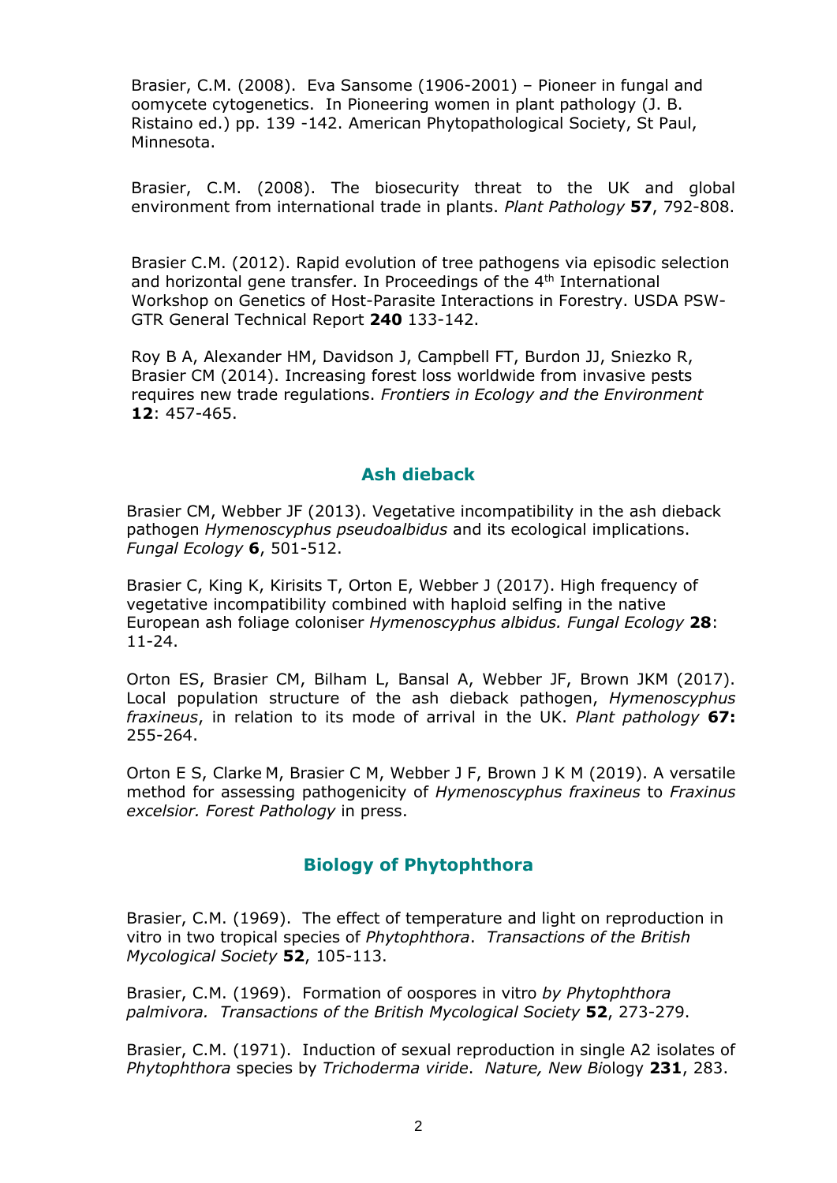Brasier, C.M. (2008). Eva Sansome (1906-2001) – Pioneer in fungal and oomycete cytogenetics. In Pioneering women in plant pathology (J. B. Ristaino ed.) pp. 139 -142. American Phytopathological Society, St Paul, Minnesota.

Brasier, C.M. (2008). The biosecurity threat to the UK and global environment from international trade in plants. *Plant Pathology* **57**, 792-808.

Brasier C.M. (2012). Rapid evolution of tree pathogens via episodic selection and horizontal gene transfer. In Proceedings of the 4th International Workshop on Genetics of Host-Parasite Interactions in Forestry. USDA PSW-GTR General Technical Report **240** 133-142.

Roy B A, Alexander HM, Davidson J, Campbell FT, Burdon JJ, Sniezko R, Brasier CM (2014). Increasing forest loss worldwide from invasive pests requires new trade regulations. *Frontiers in Ecology and the Environment* **12**: 457-465.

## Ash dieback

Brasier CM, Webber JF (2013). Vegetative incompatibility in the ash dieback pathogen *Hymenoscyphus pseudoalbidus* and its ecological implications. *Fungal Ecology* **6**, 501-512.

Brasier C, King K, Kirisits T, Orton E, Webber J (2017). High frequency of vegetative incompatibility combined with haploid selfing in the native European ash foliage coloniser *Hymenoscyphus albidus. Fungal Ecology* **28**: 11-24.

Orton ES, Brasier CM, Bilham L, Bansal A, Webber JF, Brown JKM (2017). Local population structure of the ash dieback pathogen, *Hymenoscyphus fraxineus*, in relation to its mode of arrival in the UK. *Plant pathology* **67:** 255-264.

Orton E S, Clarke M, Brasier C M, Webber J F, Brown J K M (2019). A versatile method for assessing pathogenicity of *Hymenoscyphus fraxineus* to *Fraxinus excelsior. Forest Pathology* in press.

## Biology of Phytophthora

Brasier, C.M. (1969). The effect of temperature and light on reproduction in vitro in two tropical species of *Phytophthora*. *Transactions of the British Mycological Society* **52**, 105-113.

Brasier, C.M. (1969). Formation of oospores in vitro *by Phytophthora palmivora. Transactions of the British Mycological Society* **52**, 273-279.

Brasier, C.M. (1971). Induction of sexual reproduction in single A2 isolates of *Phytophthora* species by *Trichoderma viride*. *Nature, New Bi*ology **231**, 283.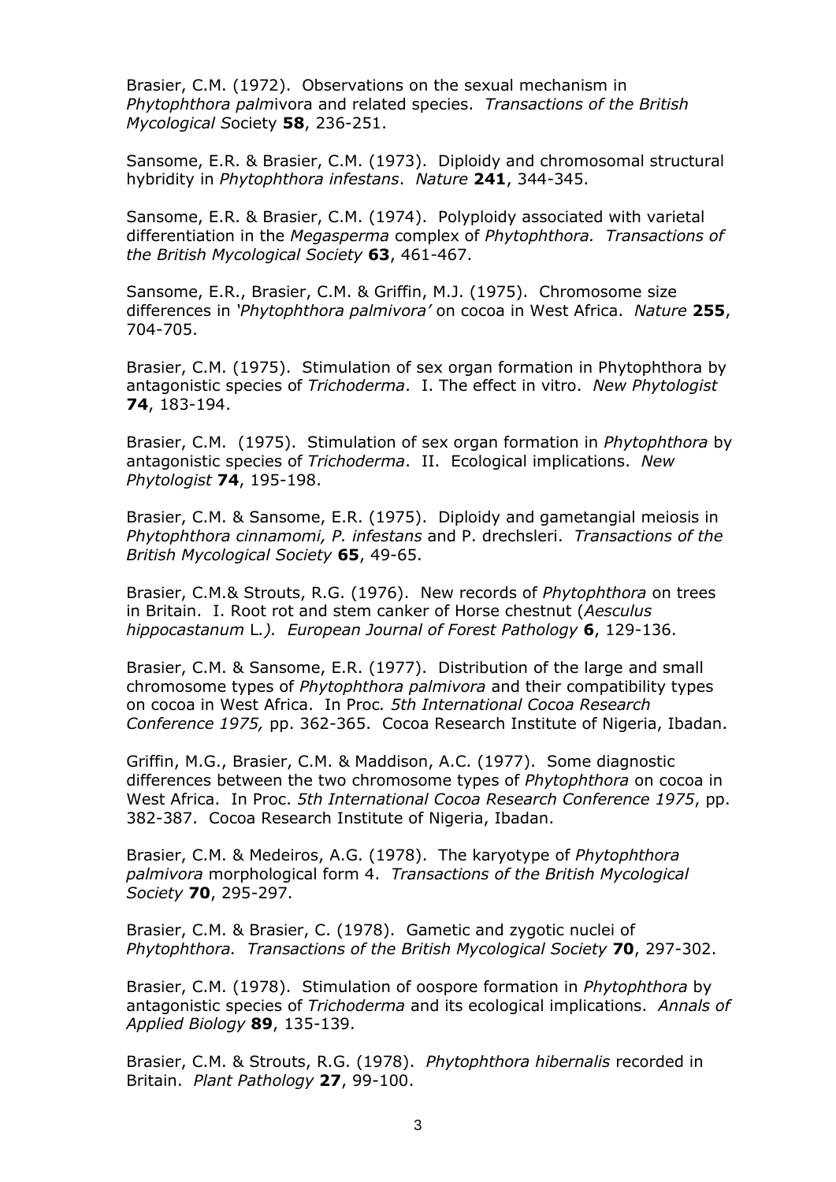Brasier, C.M. (1972). Observations on the sexual mechanism in *Phytophthora palm*ivora and related species. *Transactions of the British Mycological S*ociety **58**, 236-251.

Sansome, E.R. & Brasier, C.M. (1973). Diploidy and chromosomal structural hybridity in *Phytophthora infestans*. *Nature* **241**, 344-345.

Sansome, E.R. & Brasier, C.M. (1974). Polyploidy associated with varietal differentiation in the *Megasperma* complex of *Phytophthora. Transactions of the British Mycological Society* **63**, 461-467.

Sansome, E.R., Brasier, C.M. & Griffin, M.J. (1975). Chromosome size differences in *'Phytophthora palmivora'* on cocoa in West Africa. *Nature* **255**, 704-705.

Brasier, C.M. (1975). Stimulation of sex organ formation in Phytophthora by antagonistic species of *Trichoderma*. I. The effect in vitro. *New Phytologist* **74**, 183-194.

Brasier, C.M. (1975). Stimulation of sex organ formation in *Phytophthora* by antagonistic species of *Trichoderma*. II. Ecological implications. *New Phytologist* **74**, 195-198.

Brasier, C.M. & Sansome, E.R. (1975). Diploidy and gametangial meiosis in *Phytophthora cinnamomi, P. infestans* and P. drechsleri. *Transactions of the British Mycological Society* **65**, 49-65.

Brasier, C.M.& Strouts, R.G. (1976). New records of *Phytophthora* on trees in Britain. I. Root rot and stem canker of Horse chestnut (*Aesculus hippocastanum* L*.). European Journal of Forest Pathology* **6**, 129-136.

Brasier, C.M. & Sansome, E.R. (1977). Distribution of the large and small chromosome types of *Phytophthora palmivora* and their compatibility types on cocoa in West Africa. In Proc*. 5th International Cocoa Research Conference 1975,* pp. 362-365. Cocoa Research Institute of Nigeria, Ibadan.

Griffin, M.G., Brasier, C.M. & Maddison, A.C. (1977). Some diagnostic differences between the two chromosome types of *Phytophthora* on cocoa in West Africa. In Proc. *5th International Cocoa Research Conference 1975*, pp. 382-387. Cocoa Research Institute of Nigeria, Ibadan.

Brasier, C.M. & Medeiros, A.G. (1978). The karyotype of *Phytophthora palmivora* morphological form 4. *Transactions of the British Mycological Society* **70**, 295-297.

Brasier, C.M. & Brasier, C. (1978). Gametic and zygotic nuclei of *Phytophthora. Transactions of the British Mycological Society* **70**, 297-302.

Brasier, C.M. (1978). Stimulation of oospore formation in *Phytophthora* by antagonistic species of *Trichoderma* and its ecological implications. *Annals of Applied Biology* **89**, 135-139.

Brasier, C.M. & Strouts, R.G. (1978). *Phytophthora hibernalis* recorded in Britain. *Plant Pathology* **27**, 99-100.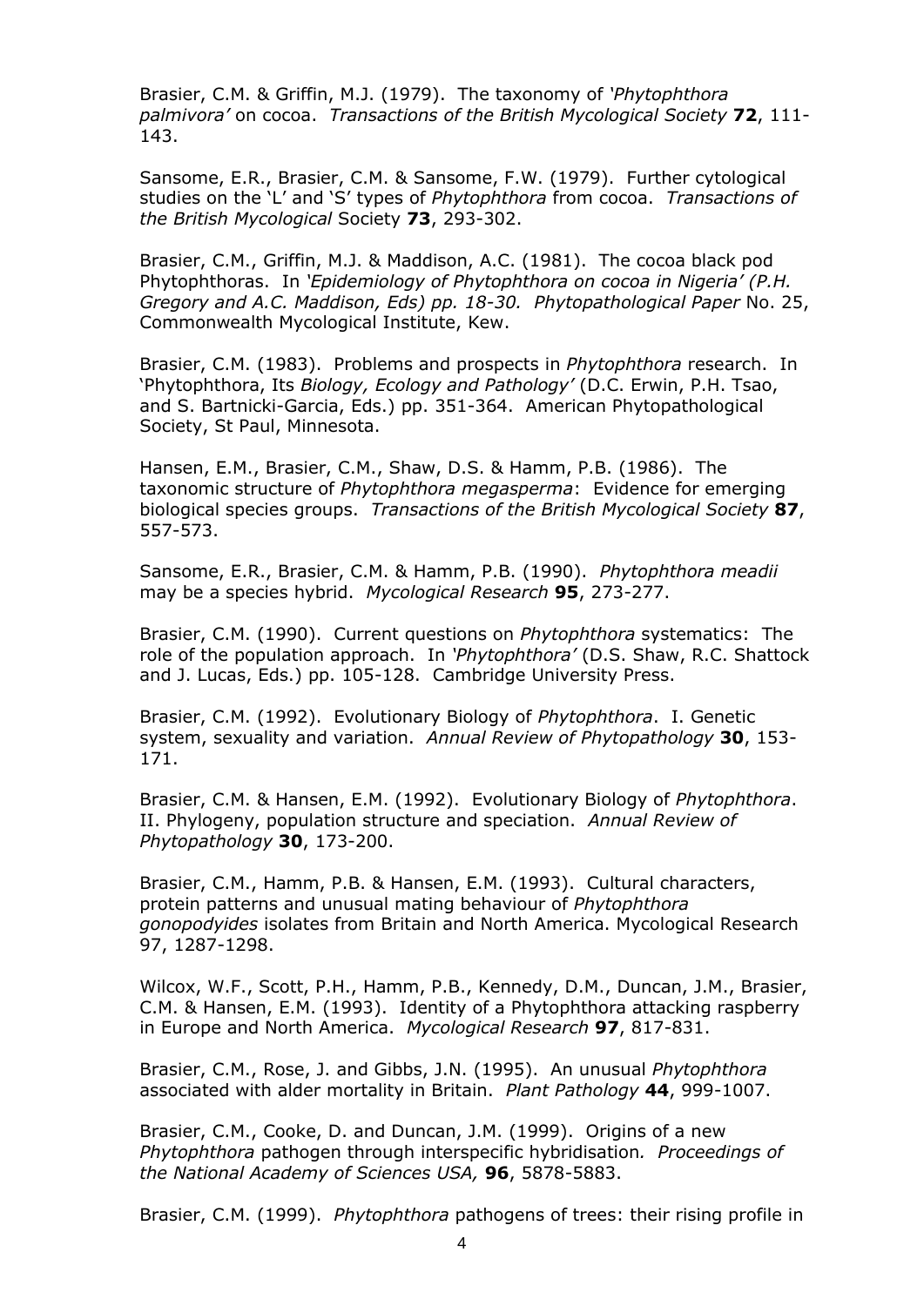Brasier, C.M. & Griffin, M.J. (1979). The taxonomy of *'Phytophthora palmivora'* on cocoa. *Transactions of the British Mycological Society* **72**, 111-143.

Sansome, E.R., Brasier, C.M. & Sansome, F.W. (1979). Further cytological studies on the 'L' and 'S' types of *Phytophthora* from cocoa. *Transactions of the British Mycological* Society **73**, 293-302.

Brasier, C.M., Griffin, M.J. & Maddison, A.C. (1981). The cocoa black pod Phytophthoras. In *'Epidemiology of Phytophthora on cocoa in Nigeria' (P.H. Gregory and A.C. Maddison, Eds) pp. 18-30. Phytopathological Paper* No. 25, Commonwealth Mycological Institute, Kew.

Brasier, C.M. (1983). Problems and prospects in *Phytophthora* research. In 'Phytophthora, Its *Biology, Ecology and Pathology'* (D.C. Erwin, P.H. Tsao, and S. Bartnicki-Garcia, Eds.) pp. 351-364. American Phytopathological Society, St Paul, Minnesota.

Hansen, E.M., Brasier, C.M., Shaw, D.S. & Hamm, P.B. (1986). The taxonomic structure of *Phytophthora megasperma*: Evidence for emerging biological species groups. *Transactions of the British Mycological Society* **87**, 557-573.

Sansome, E.R., Brasier, C.M. & Hamm, P.B. (1990). *Phytophthora meadii* may be a species hybrid. *Mycological Research* **95**, 273-277.

Brasier, C.M. (1990). Current questions on *Phytophthora* systematics: The role of the population approach. In *'Phytophthora'* (D.S. Shaw, R.C. Shattock and J. Lucas, Eds.) pp. 105-128. Cambridge University Press.

Brasier, C.M. (1992). Evolutionary Biology of *Phytophthora*. I. Genetic system, sexuality and variation. *Annual Review of Phytopathology* **30**, 153-171.

Brasier, C.M. & Hansen, E.M. (1992). Evolutionary Biology of *Phytophthora*. II. Phylogeny, population structure and speciation. *Annual Review of Phytopathology* **30**, 173-200.

Brasier, C.M., Hamm, P.B. & Hansen, E.M. (1993). Cultural characters, protein patterns and unusual mating behaviour of *Phytophthora gonopodyides* isolates from Britain and North America. Mycological Research 97, 1287-1298.

Wilcox, W.F., Scott, P.H., Hamm, P.B., Kennedy, D.M., Duncan, J.M., Brasier, C.M. & Hansen, E.M. (1993). Identity of a Phytophthora attacking raspberry in Europe and North America. *Mycological Research* **97**, 817-831.

Brasier, C.M., Rose, J. and Gibbs, J.N. (1995). An unusual *Phytophthora* associated with alder mortality in Britain. *Plant Pathology* **44**, 999-1007.

Brasier, C.M., Cooke, D. and Duncan, J.M. (1999). Origins of a new *Phytophthora* pathogen through interspecific hybridisation. *Proceedings of the National Academy of Sciences USA,* **96**, 5878-5883.

Brasier, C.M. (1999). *Phytophthora* pathogens of trees: their rising profile in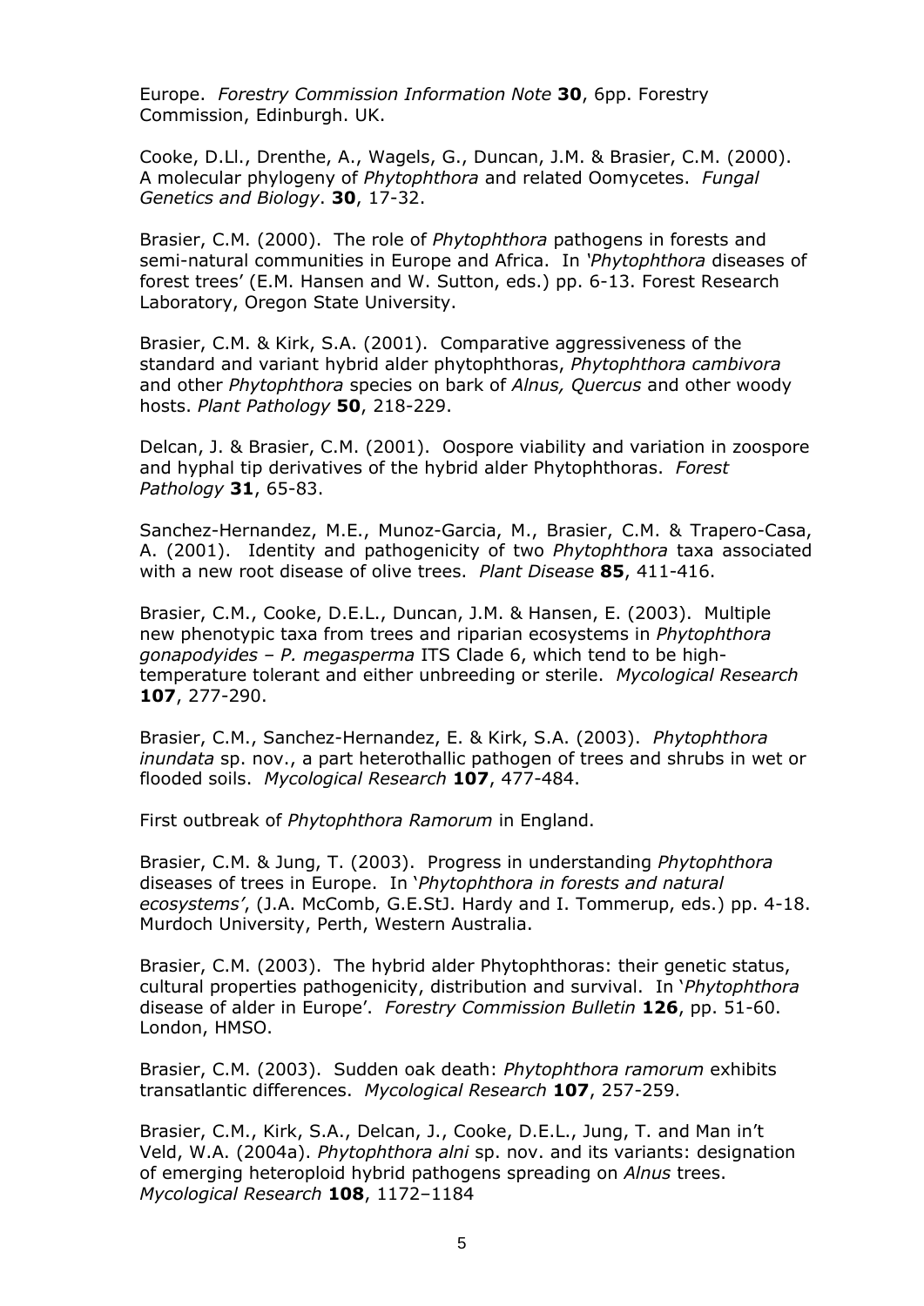Europe. *Forestry Commission Information Note* **30**, 6pp. Forestry Commission, Edinburgh. UK.

Cooke, D.Ll., Drenthe, A., Wagels, G., Duncan, J.M. & Brasier, C.M. (2000). A molecular phylogeny of *Phytophthora* and related Oomycetes. *Fungal Genetics and Biology*. **30**, 17-32.

Brasier, C.M. (2000). The role of *Phytophthora* pathogens in forests and semi-natural communities in Europe and Africa. In *'Phytophthora* diseases of forest trees' (E.M. Hansen and W. Sutton, eds.) pp. 6-13. Forest Research Laboratory, Oregon State University.

Brasier, C.M. & Kirk, S.A. (2001). Comparative aggressiveness of the standard and variant hybrid alder phytophthoras, *Phytophthora cambivora* and other *Phytophthora* species on bark of *Alnus, Quercus* and other woody hosts. *Plant Pathology* **50**, 218-229.

Delcan, J. & Brasier, C.M. (2001). Oospore viability and variation in zoospore and hyphal tip derivatives of the hybrid alder Phytophthoras. *Forest Pathology* **31**, 65-83.

Sanchez-Hernandez, M.E., Munoz-Garcia, M., Brasier, C.M. & Trapero-Casa, A. (2001). Identity and pathogenicity of two *Phytophthora* taxa associated with a new root disease of olive trees. *Plant Disease* **85**, 411-416.

Brasier, C.M., Cooke, D.E.L., Duncan, J.M. & Hansen, E. (2003). Multiple new phenotypic taxa from trees and riparian ecosystems in *Phytophthora gonapodyides – P. megasperma* ITS Clade 6, which tend to be high-temperature tolerant and either unbreeding or sterile. *Mycological Research* **107**, 277-290.

Brasier, C.M., Sanchez-Hernandez, E. & Kirk, S.A. (2003). *Phytophthora inundata* sp. nov., a part heterothallic pathogen of trees and shrubs in wet or flooded soils. *Mycological Research* **107**, 477-484.

First outbreak of *Phytophthora Ramorum* in England.

Brasier, C.M. & Jung, T. (2003). Progress in understanding *Phytophthora* diseases of trees in Europe. In '*Phytophthora in forests and natural ecosystems'*, (J.A. McComb, G.E.StJ. Hardy and I. Tommerup, eds.) pp. 4-18. Murdoch University, Perth, Western Australia.

Brasier, C.M. (2003). The hybrid alder Phytophthoras: their genetic status, cultural properties pathogenicity, distribution and survival. In '*Phytophthora* disease of alder in Europe'. *Forestry Commission Bulletin* **126**, pp. 51-60. London, HMSO.

Brasier, C.M. (2003). Sudden oak death: *Phytophthora ramorum* exhibits transatlantic differences. *Mycological Research* **107**, 257-259.

Brasier, C.M., Kirk, S.A., Delcan, J., Cooke, D.E.L., Jung, T. and Man in't Veld, W.A. (2004a). *Phytophthora alni* sp. nov. and its variants: designation of emerging heteroploid hybrid pathogens spreading on *Alnus* trees. *Mycological Research* **108**, 1172–1184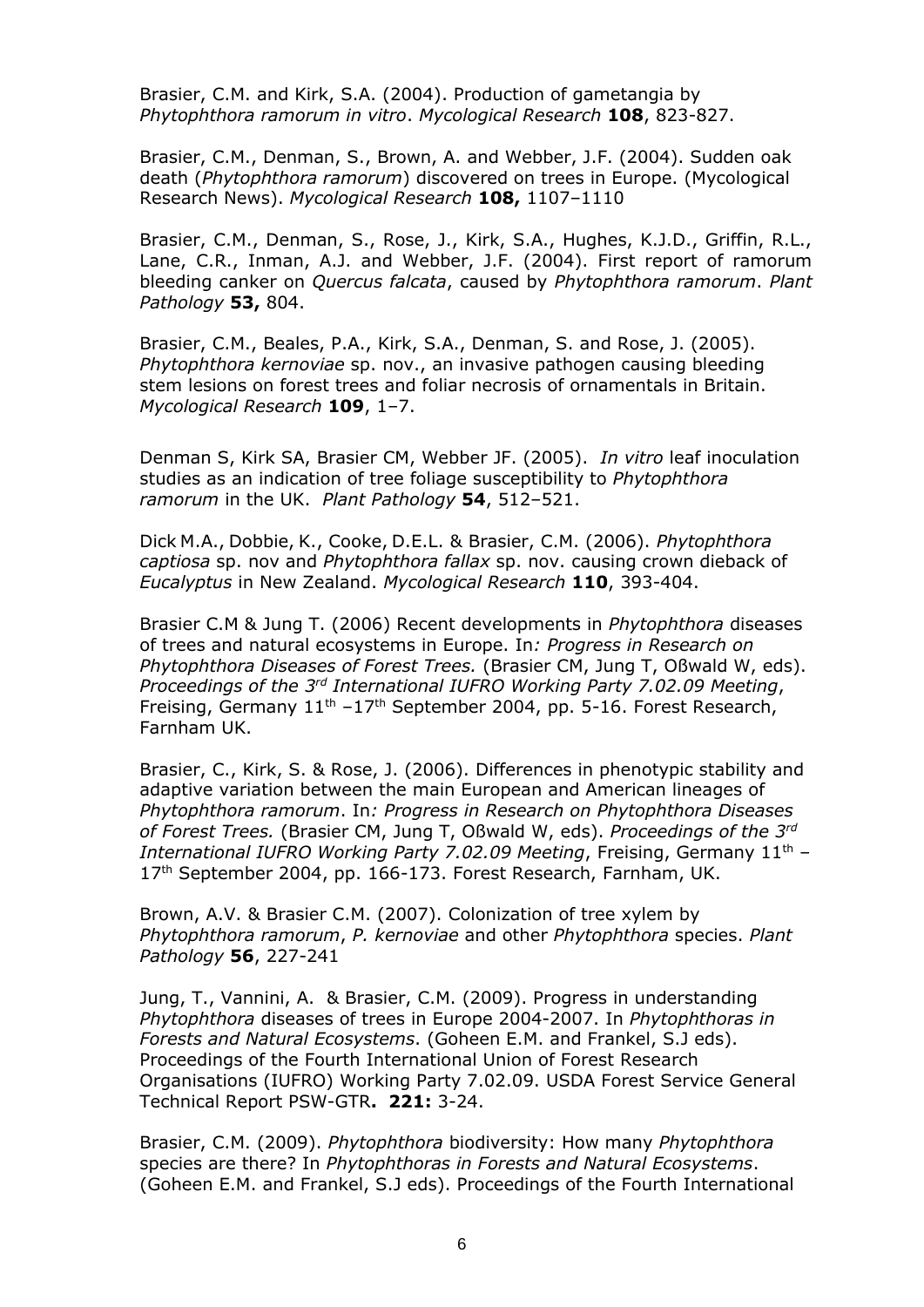Brasier, C.M. and Kirk, S.A. (2004). Production of gametangia by *Phytophthora ramorum in vitro*. *Mycological Research* **108**, 823-827.

Brasier, C.M., Denman, S., Brown, A. and Webber, J.F. (2004). Sudden oak death (*Phytophthora ramorum*) discovered on trees in Europe. (Mycological Research News). *Mycological Research* **108,** 1107–1110

Brasier, C.M., Denman, S., Rose, J., Kirk, S.A., Hughes, K.J.D., Griffin, R.L., Lane, C.R., Inman, A.J. and Webber, J.F. (2004). First report of ramorum bleeding canker on *Quercus falcata*, caused by *Phytophthora ramorum*. *Plant Pathology* **53,** 804.

Brasier, C.M., Beales, P.A., Kirk, S.A., Denman, S. and Rose, J. (2005). *Phytophthora kernoviae* sp. nov., an invasive pathogen causing bleeding stem lesions on forest trees and foliar necrosis of ornamentals in Britain. *Mycological Research* **109**, 1–7.

Denman S, Kirk SA, Brasier CM, Webber JF. (2005). *In vitro* leaf inoculation studies as an indication of tree foliage susceptibility to *Phytophthora ramorum* in the UK. *Plant Pathology* **54**, 512–521.

Dick M.A., Dobbie, K., Cooke, D.E.L. & Brasier, C.M. (2006). *Phytophthora captiosa* sp. nov and *Phytophthora fallax* sp. nov. causing crown dieback of *Eucalyptus* in New Zealand. *Mycological Research* **110**, 393-404.

Brasier C.M & Jung T. (2006) Recent developments in *Phytophthora* diseases of trees and natural ecosystems in Europe. In*: Progress in Research on Phytophthora Diseases of Forest Trees.* (Brasier CM, Jung T, Oßwald W, eds). *Proceedings of the 3rd International IUFRO Working Party 7.02.09 Meeting*, Freising, Germany 11th –17th September 2004, pp. 5-16. Forest Research, Farnham UK.

Brasier, C., Kirk, S. & Rose, J. (2006). Differences in phenotypic stability and adaptive variation between the main European and American lineages of *Phytophthora ramorum*. In*: Progress in Research on Phytophthora Diseases of Forest Trees.* (Brasier CM, Jung T, Oßwald W, eds). *Proceedings of the 3rd International IUFRO Working Party 7.02.09 Meeting*, Freising, Germany 11th – 17th September 2004, pp. 166-173. Forest Research, Farnham, UK.

Brown, A.V. & Brasier C.M. (2007). Colonization of tree xylem by *Phytophthora ramorum*, *P. kernoviae* and other *Phytophthora* species. *Plant Pathology* **56**, 227-241

Jung, T., Vannini, A. & Brasier, C.M. (2009). Progress in understanding *Phytophthora* diseases of trees in Europe 2004-2007. In *Phytophthoras in Forests and Natural Ecosystems*. (Goheen E.M. and Frankel, S.J eds). Proceedings of the Fourth International Union of Forest Research Organisations (IUFRO) Working Party 7.02.09. USDA Forest Service General Technical Report PSW-GTR**. 221:** 3-24.

Brasier, C.M. (2009). *Phytophthora* biodiversity: How many *Phytophthora* species are there? In *Phytophthoras in Forests and Natural Ecosystems*. (Goheen E.M. and Frankel, S.J eds). Proceedings of the Fourth International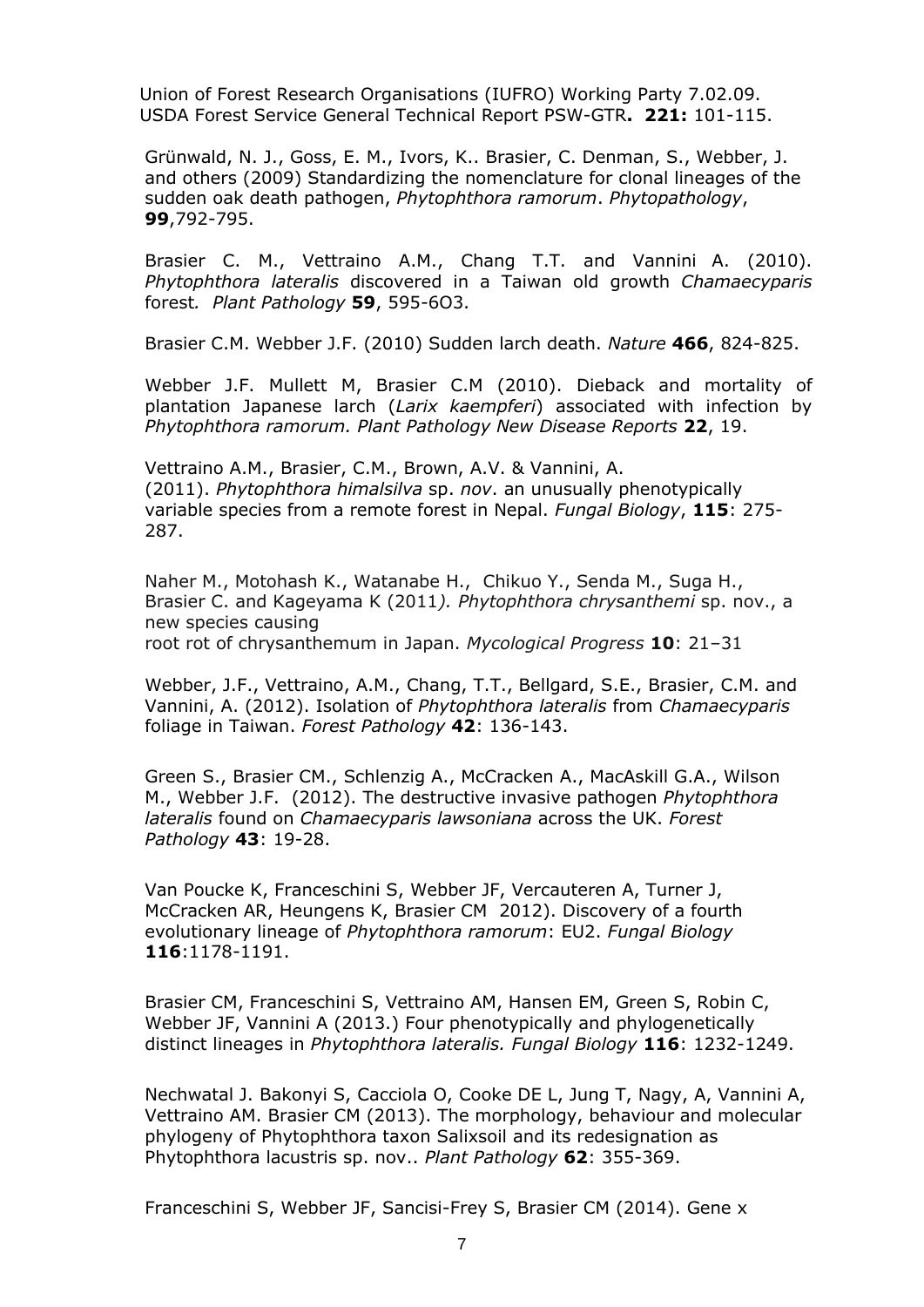Union of Forest Research Organisations (IUFRO) Working Party 7.02.09. USDA Forest Service General Technical Report PSW-GTR**. 221:** 101-115.

Grünwald, N. J., Goss, E. M., Ivors, K.. Brasier, C. Denman, S., Webber, J. and others (2009) Standardizing the nomenclature for clonal lineages of the sudden oak death pathogen, *Phytophthora ramorum*. *Phytopathology*, **99**,792-795.

Brasier C. M., Vettraino A.M., Chang T.T. and Vannini A. (2010). *Phytophthora lateralis* discovered in a Taiwan old growth *Chamaecyparis* forest*. Plant Pathology* **59**, 595-6O3.

Brasier C.M. Webber J.F. (2010) Sudden larch death. *Nature* **466**, 824-825.

Webber J.F. Mullett M, Brasier C.M (2010). Dieback and mortality of plantation Japanese larch (*Larix kaempferi*) associated with infection by *Phytophthora ramorum. Plant Pathology New Disease Reports* **22**, 19.

Vettraino A.M., Brasier, C.M., Brown, A.V. & Vannini, A. (2011). *Phytophthora himalsilva* sp. *nov*. an unusually phenotypically variable species from a remote forest in Nepal. *Fungal Biology*, **115**: 275-287.

Naher M., Motohash K., Watanabe H., Chikuo Y., Senda M., Suga H., Brasier C. and Kageyama K (2011*). Phytophthora chrysanthemi* sp. nov., a new species causing
root rot of chrysanthemum in Japan. *Mycological Progress* **10**: 21–31

Webber, J.F., Vettraino, A.M., Chang, T.T., Bellgard, S.E., Brasier, C.M. and Vannini, A. (2012). Isolation of *Phytophthora lateralis* from *Chamaecyparis* foliage in Taiwan. *Forest Pathology* **42**: 136-143.

Green S., Brasier CM., Schlenzig A., McCracken A., MacAskill G.A., Wilson M., Webber J.F. (2012). The destructive invasive pathogen *Phytophthora lateralis* found on *Chamaecyparis lawsoniana* across the UK. *Forest Pathology* **43**: 19-28.

Van Poucke K, Franceschini S, Webber JF, Vercauteren A, Turner J, McCracken AR, Heungens K, Brasier CM 2012). Discovery of a fourth evolutionary lineage of *Phytophthora ramorum*: EU2. *Fungal Biology* **116**:1178-1191.

Brasier CM, Franceschini S, Vettraino AM, Hansen EM, Green S, Robin C, Webber JF, Vannini A (2013.) Four phenotypically and phylogenetically distinct lineages in *Phytophthora lateralis. Fungal Biology* **116**: 1232-1249.

Nechwatal J. Bakonyi S, Cacciola O, Cooke DE L, Jung T, Nagy, A, Vannini A, Vettraino AM. Brasier CM (2013). The morphology, behaviour and molecular phylogeny of Phytophthora taxon Salixsoil and its redesignation as Phytophthora lacustris sp. nov.. *Plant Pathology* **62**: 355-369.

Franceschini S, Webber JF, Sancisi-Frey S, Brasier CM (2014). Gene x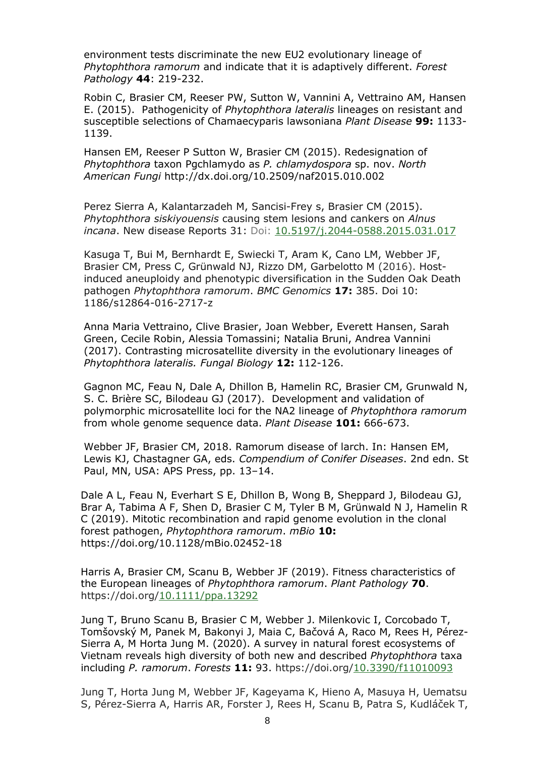environment tests discriminate the new EU2 evolutionary lineage of *Phytophthora ramorum* and indicate that it is adaptively different. *Forest Pathology* **44**: 219-232.

Robin C, Brasier CM, Reeser PW, Sutton W, Vannini A, Vettraino AM, Hansen E. (2015). Pathogenicity of *Phytophthora lateralis* lineages on resistant and susceptible selections of Chamaecyparis lawsoniana *Plant Disease* **99:** 1133-1139.

Hansen EM, Reeser P Sutton W, Brasier CM (2015). Redesignation of *Phytophthora* taxon Pgchlamydo as *P. chlamydospora* sp. nov. *North American Fungi* http://dx.doi.org/10.2509/naf2015.010.002

Perez Sierra A, Kalantarzadeh M, Sancisi-Frey s, Brasier CM (2015). *Phytophthora siskiyouensis* causing stem lesions and cankers on *Alnus incana*. New disease Reports 31: Doi: 10.5197/j.2044-0588.2015.031.017

Kasuga T, Bui M, Bernhardt E, Swiecki T, Aram K, Cano LM, Webber JF, Brasier CM, Press C, Grünwald NJ, Rizzo DM, Garbelotto M (2016). Host-induced aneuploidy and phenotypic diversification in the Sudden Oak Death pathogen *Phytophthora ramorum*. *BMC Genomics* **17:** 385. Doi 10: 1186/s12864-016-2717-z

Anna Maria Vettraino, Clive Brasier, Joan Webber, Everett Hansen, Sarah Green, Cecile Robin, Alessia Tomassini; Natalia Bruni, Andrea Vannini (2017). Contrasting microsatellite diversity in the evolutionary lineages of *Phytophthora lateralis. Fungal Biology* **12:** 112-126.

Gagnon MC, Feau N, Dale A, Dhillon B, Hamelin RC, Brasier CM, Grunwald N, S. C. Brière SC, Bilodeau GJ (2017). Development and validation of polymorphic microsatellite loci for the NA2 lineage of *Phytophthora ramorum* from whole genome sequence data. *Plant Disease* **101:** 666-673.

Webber JF, Brasier CM, 2018. Ramorum disease of larch. In: Hansen EM, Lewis KJ, Chastagner GA, eds. *Compendium of Conifer Diseases*. 2nd edn. St Paul, MN, USA: APS Press, pp. 13–14.

Dale A L, Feau N, Everhart S E, Dhillon B, Wong B, Sheppard J, Bilodeau GJ, Brar A, Tabima A F, Shen D, Brasier C M, Tyler B M, Grünwald N J, Hamelin R C (2019). Mitotic recombination and rapid genome evolution in the clonal forest pathogen, *Phytophthora ramorum*. *mBio* **10:** https://doi.org/10.1128/mBio.02452-18

Harris A, Brasier CM, Scanu B, Webber JF (2019). Fitness characteristics of the European lineages of *Phytophthora ramorum*. *Plant Pathology* **70**. https://doi.org/10.1111/ppa.13292

Jung T, Bruno Scanu B, Brasier C M, Webber J. Milenkovic I, Corcobado T, Tomšovský M, Panek M, Bakonyi J, Maia C, Bačová A, Raco M, Rees H, Pérez-Sierra A, M Horta Jung M. (2020). A survey in natural forest ecosystems of Vietnam reveals high diversity of both new and described *Phytophthora* taxa including *P. ramorum*. *Forests* **11:** 93. https://doi.org/10.3390/f11010093

Jung T, Horta Jung M, Webber JF, Kageyama K, Hieno A, Masuya H, Uematsu S, Pérez-Sierra A, Harris AR, Forster J, Rees H, Scanu B, Patra S, Kudláček T,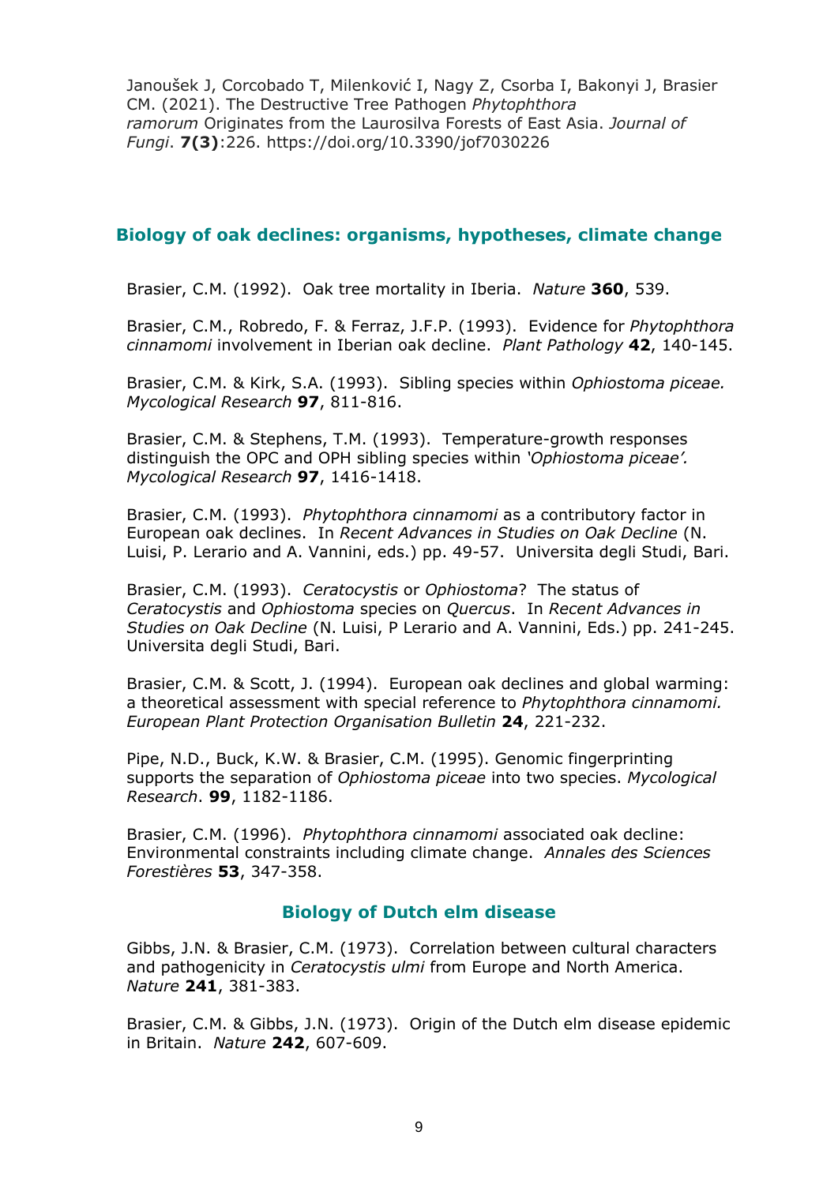Janoušek J, Corcobado T, Milenković I, Nagy Z, Csorba I, Bakonyi J, Brasier CM. (2021). The Destructive Tree Pathogen *Phytophthora ramorum* Originates from the Laurosilva Forests of East Asia. *Journal of Fungi*. **7(3)**:226. https://doi.org/10.3390/jof7030226

## Biology of oak declines: organisms, hypotheses, climate change

Brasier, C.M. (1992). Oak tree mortality in Iberia. *Nature* **360**, 539.

Brasier, C.M., Robredo, F. & Ferraz, J.F.P. (1993). Evidence for *Phytophthora cinnamomi* involvement in Iberian oak decline. *Plant Pathology* **42**, 140-145.

Brasier, C.M. & Kirk, S.A. (1993). Sibling species within *Ophiostoma piceae. Mycological Research* **97**, 811-816.

Brasier, C.M. & Stephens, T.M. (1993). Temperature-growth responses distinguish the OPC and OPH sibling species within *'Ophiostoma piceae'. Mycological Research* **97**, 1416-1418.

Brasier, C.M. (1993). *Phytophthora cinnamomi* as a contributory factor in European oak declines. In *Recent Advances in Studies on Oak Decline* (N. Luisi, P. Lerario and A. Vannini, eds.) pp. 49-57. Universita degli Studi, Bari.

Brasier, C.M. (1993). *Ceratocystis* or *Ophiostoma*? The status of *Ceratocystis* and *Ophiostoma* species on *Quercus*. In *Recent Advances in Studies on Oak Decline* (N. Luisi, P Lerario and A. Vannini, Eds.) pp. 241-245. Universita degli Studi, Bari.

Brasier, C.M. & Scott, J. (1994). European oak declines and global warming: a theoretical assessment with special reference to *Phytophthora cinnamomi. European Plant Protection Organisation Bulletin* **24**, 221-232.

Pipe, N.D., Buck, K.W. & Brasier, C.M. (1995). Genomic fingerprinting supports the separation of *Ophiostoma piceae* into two species. *Mycological Research*. **99**, 1182-1186.

Brasier, C.M. (1996). *Phytophthora cinnamomi* associated oak decline: Environmental constraints including climate change. *Annales des Sciences Forestières* **53**, 347-358.

## Biology of Dutch elm disease

Gibbs, J.N. & Brasier, C.M. (1973). Correlation between cultural characters and pathogenicity in *Ceratocystis ulmi* from Europe and North America. *Nature* **241**, 381-383.

Brasier, C.M. & Gibbs, J.N. (1973). Origin of the Dutch elm disease epidemic in Britain. *Nature* **242**, 607-609.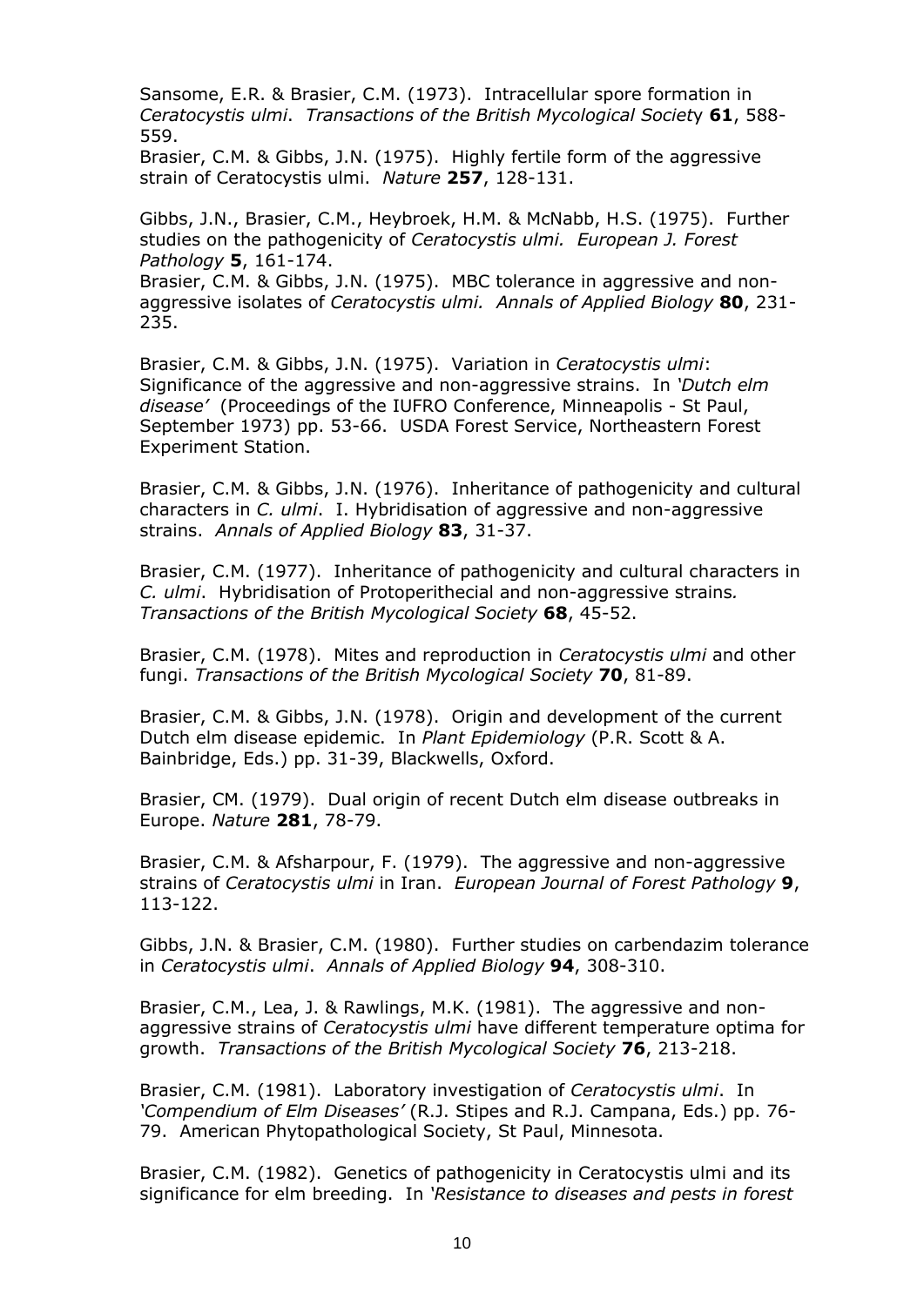Sansome, E.R. & Brasier, C.M. (1973). Intracellular spore formation in *Ceratocystis ulmi*. *Transactions of the British Mycological Society* **61**, 588-559.
Brasier, C.M. & Gibbs, J.N. (1975). Highly fertile form of the aggressive strain of Ceratocystis ulmi. *Nature* **257**, 128-131.

Gibbs, J.N., Brasier, C.M., Heybroek, H.M. & McNabb, H.S. (1975). Further studies on the pathogenicity of *Ceratocystis ulmi. European J. Forest Pathology* **5**, 161-174.
Brasier, C.M. & Gibbs, J.N. (1975). MBC tolerance in aggressive and non-aggressive isolates of *Ceratocystis ulmi. Annals of Applied Biology* **80**, 231-235.

Brasier, C.M. & Gibbs, J.N. (1975). Variation in *Ceratocystis ulmi*: Significance of the aggressive and non-aggressive strains. In *'Dutch elm disease'* (Proceedings of the IUFRO Conference, Minneapolis - St Paul, September 1973) pp. 53-66. USDA Forest Service, Northeastern Forest Experiment Station.

Brasier, C.M. & Gibbs, J.N. (1976). Inheritance of pathogenicity and cultural characters in *C. ulmi*. I. Hybridisation of aggressive and non-aggressive strains. *Annals of Applied Biology* **83**, 31-37.

Brasier, C.M. (1977). Inheritance of pathogenicity and cultural characters in *C. ulmi*. Hybridisation of Protoperithecial and non-aggressive strains*. Transactions of the British Mycological Society* **68**, 45-52.

Brasier, C.M. (1978). Mites and reproduction in *Ceratocystis ulmi* and other fungi. *Transactions of the British Mycological Society* **70**, 81-89.

Brasier, C.M. & Gibbs, J.N. (1978). Origin and development of the current Dutch elm disease epidemic. In *Plant Epidemiology* (P.R. Scott & A. Bainbridge, Eds.) pp. 31-39, Blackwells, Oxford.

Brasier, CM. (1979). Dual origin of recent Dutch elm disease outbreaks in Europe. *Nature* **281**, 78-79.

Brasier, C.M. & Afsharpour, F. (1979). The aggressive and non-aggressive strains of *Ceratocystis ulmi* in Iran. *European Journal of Forest Pathology* **9**, 113-122.

Gibbs, J.N. & Brasier, C.M. (1980). Further studies on carbendazim tolerance in *Ceratocystis ulmi*. *Annals of Applied Biology* **94**, 308-310.

Brasier, C.M., Lea, J. & Rawlings, M.K. (1981). The aggressive and non-aggressive strains of *Ceratocystis ulmi* have different temperature optima for growth. *Transactions of the British Mycological Society* **76**, 213-218.

Brasier, C.M. (1981). Laboratory investigation of *Ceratocystis ulmi*. In *'Compendium of Elm Diseases'* (R.J. Stipes and R.J. Campana, Eds.) pp. 76-79. American Phytopathological Society, St Paul, Minnesota.

Brasier, C.M. (1982). Genetics of pathogenicity in Ceratocystis ulmi and its significance for elm breeding. In *'Resistance to diseases and pests in forest*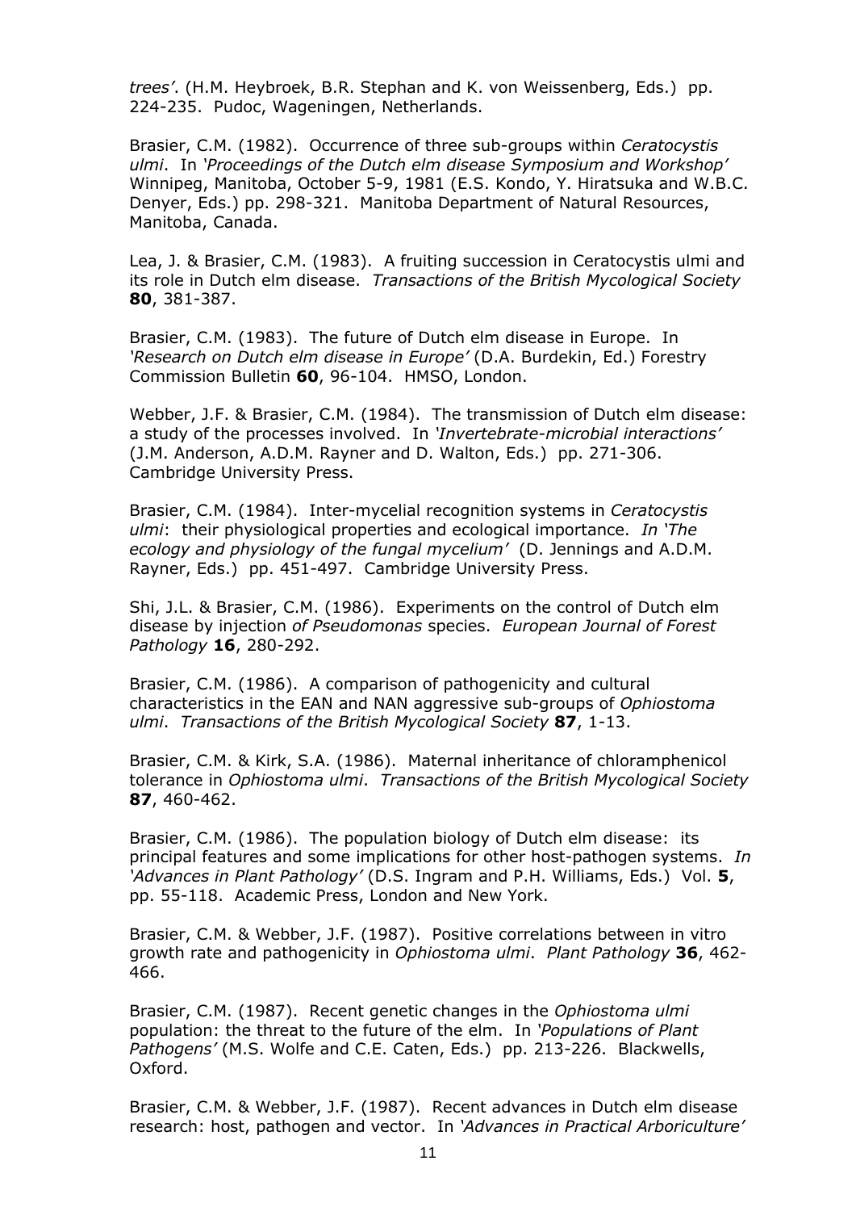*trees'*. (H.M. Heybroek, B.R. Stephan and K. von Weissenberg, Eds.) pp. 224-235. Pudoc, Wageningen, Netherlands.

Brasier, C.M. (1982). Occurrence of three sub-groups within *Ceratocystis ulmi*. In *'Proceedings of the Dutch elm disease Symposium and Workshop'* Winnipeg, Manitoba, October 5-9, 1981 (E.S. Kondo, Y. Hiratsuka and W.B.C. Denyer, Eds.) pp. 298-321. Manitoba Department of Natural Resources, Manitoba, Canada.

Lea, J. & Brasier, C.M. (1983). A fruiting succession in Ceratocystis ulmi and its role in Dutch elm disease. *Transactions of the British Mycological Society* **80**, 381-387.

Brasier, C.M. (1983). The future of Dutch elm disease in Europe. In *'Research on Dutch elm disease in Europe'* (D.A. Burdekin, Ed.) Forestry Commission Bulletin **60**, 96-104. HMSO, London.

Webber, J.F. & Brasier, C.M. (1984). The transmission of Dutch elm disease: a study of the processes involved. In *'Invertebrate-microbial interactions'* (J.M. Anderson, A.D.M. Rayner and D. Walton, Eds.) pp. 271-306. Cambridge University Press.

Brasier, C.M. (1984). Inter-mycelial recognition systems in *Ceratocystis ulmi*: their physiological properties and ecological importance. *In 'The ecology and physiology of the fungal mycelium'* (D. Jennings and A.D.M. Rayner, Eds.) pp. 451-497. Cambridge University Press.

Shi, J.L. & Brasier, C.M. (1986). Experiments on the control of Dutch elm disease by injection *of Pseudomonas* species. *European Journal of Forest Pathology* **16**, 280-292.

Brasier, C.M. (1986). A comparison of pathogenicity and cultural characteristics in the EAN and NAN aggressive sub-groups of *Ophiostoma ulmi*. *Transactions of the British Mycological Society* **87**, 1-13.

Brasier, C.M. & Kirk, S.A. (1986). Maternal inheritance of chloramphenicol tolerance in *Ophiostoma ulmi*. *Transactions of the British Mycological Society* **87**, 460-462.

Brasier, C.M. (1986). The population biology of Dutch elm disease: its principal features and some implications for other host-pathogen systems. *In 'Advances in Plant Pathology'* (D.S. Ingram and P.H. Williams, Eds.) Vol. **5**, pp. 55-118. Academic Press, London and New York.

Brasier, C.M. & Webber, J.F. (1987). Positive correlations between in vitro growth rate and pathogenicity in *Ophiostoma ulmi*. *Plant Pathology* **36**, 462-466.

Brasier, C.M. (1987). Recent genetic changes in the *Ophiostoma ulmi* population: the threat to the future of the elm. In *'Populations of Plant Pathogens'* (M.S. Wolfe and C.E. Caten, Eds.) pp. 213-226. Blackwells, Oxford.

Brasier, C.M. & Webber, J.F. (1987). Recent advances in Dutch elm disease research: host, pathogen and vector. In *'Advances in Practical Arboriculture'*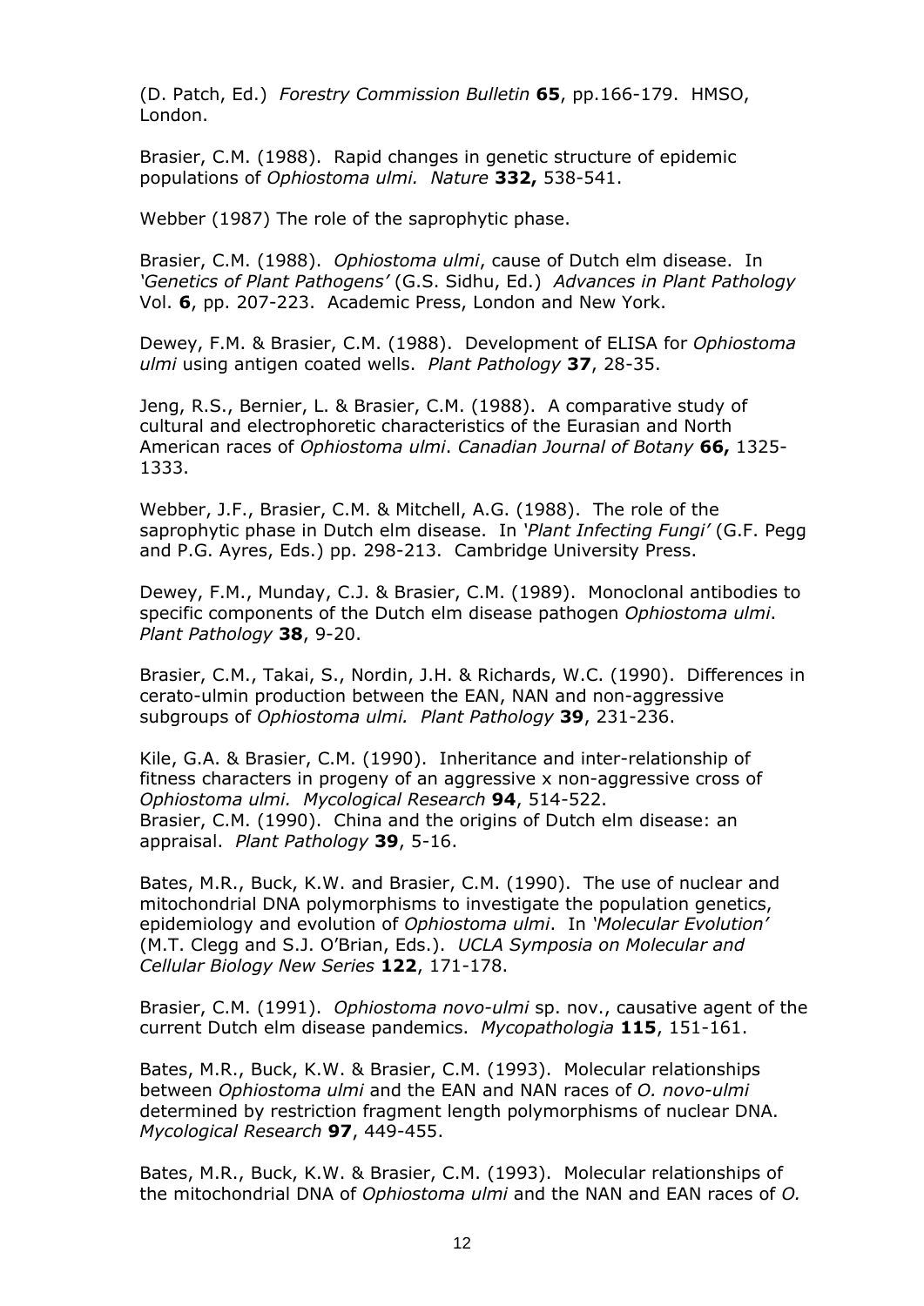(D. Patch, Ed.) *Forestry Commission Bulletin* **65**, pp.166-179. HMSO, London.

Brasier, C.M. (1988). Rapid changes in genetic structure of epidemic populations of *Ophiostoma ulmi. Nature* **332,** 538-541.

Webber (1987) The role of the saprophytic phase.

Brasier, C.M. (1988). *Ophiostoma ulmi*, cause of Dutch elm disease. In *'Genetics of Plant Pathogens'* (G.S. Sidhu, Ed.) *Advances in Plant Pathology* Vol. **6**, pp. 207-223. Academic Press, London and New York.

Dewey, F.M. & Brasier, C.M. (1988). Development of ELISA for *Ophiostoma ulmi* using antigen coated wells. *Plant Pathology* **37**, 28-35.

Jeng, R.S., Bernier, L. & Brasier, C.M. (1988). A comparative study of cultural and electrophoretic characteristics of the Eurasian and North American races of *Ophiostoma ulmi*. *Canadian Journal of Botany* **66,** 1325-1333.

Webber, J.F., Brasier, C.M. & Mitchell, A.G. (1988). The role of the saprophytic phase in Dutch elm disease. In *'Plant Infecting Fungi'* (G.F. Pegg and P.G. Ayres, Eds.) pp. 298-213. Cambridge University Press.

Dewey, F.M., Munday, C.J. & Brasier, C.M. (1989). Monoclonal antibodies to specific components of the Dutch elm disease pathogen *Ophiostoma ulmi*. *Plant Pathology* **38**, 9-20.

Brasier, C.M., Takai, S., Nordin, J.H. & Richards, W.C. (1990). Differences in cerato-ulmin production between the EAN, NAN and non-aggressive subgroups of *Ophiostoma ulmi. Plant Pathology* **39**, 231-236.

Kile, G.A. & Brasier, C.M. (1990). Inheritance and inter-relationship of fitness characters in progeny of an aggressive x non-aggressive cross of *Ophiostoma ulmi. Mycological Research* **94**, 514-522.
Brasier, C.M. (1990). China and the origins of Dutch elm disease: an appraisal. *Plant Pathology* **39**, 5-16.

Bates, M.R., Buck, K.W. and Brasier, C.M. (1990). The use of nuclear and mitochondrial DNA polymorphisms to investigate the population genetics, epidemiology and evolution of *Ophiostoma ulmi*. In *'Molecular Evolution'* (M.T. Clegg and S.J. O'Brian, Eds.). *UCLA Symposia on Molecular and Cellular Biology New Series* **122**, 171-178.

Brasier, C.M. (1991). *Ophiostoma novo-ulmi* sp. nov., causative agent of the current Dutch elm disease pandemics. *Mycopathologia* **115**, 151-161.

Bates, M.R., Buck, K.W. & Brasier, C.M. (1993). Molecular relationships between *Ophiostoma ulmi* and the EAN and NAN races of *O. novo-ulmi* determined by restriction fragment length polymorphisms of nuclear DNA. *Mycological Research* **97**, 449-455.

Bates, M.R., Buck, K.W. & Brasier, C.M. (1993). Molecular relationships of the mitochondrial DNA of *Ophiostoma ulmi* and the NAN and EAN races of *O.*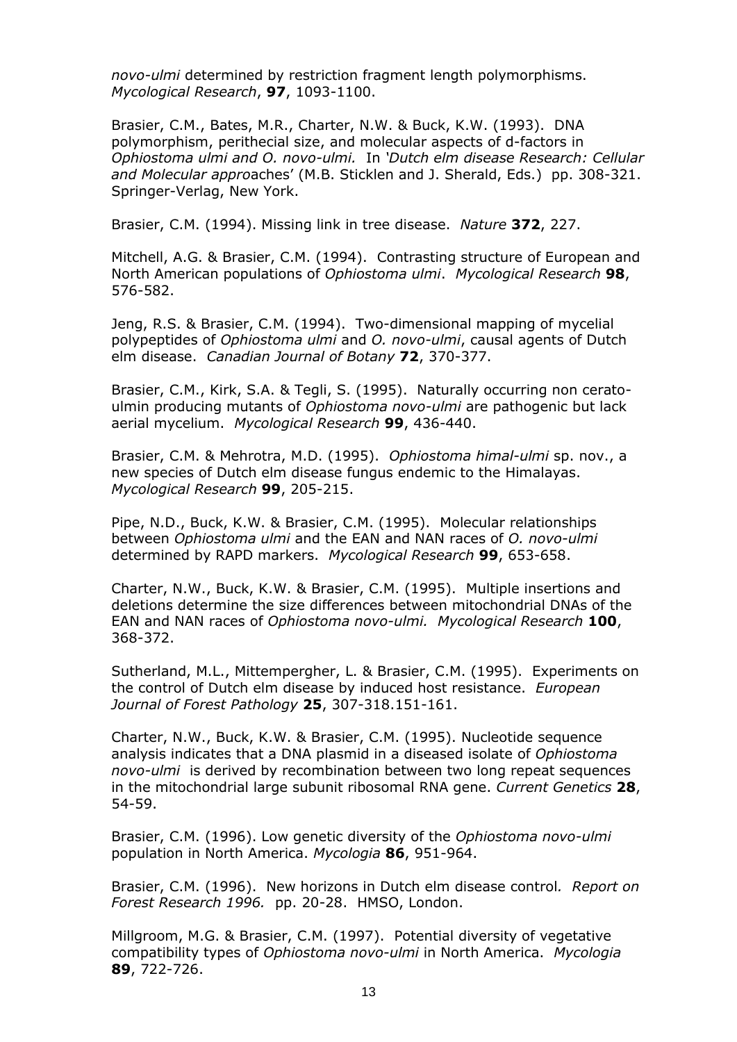*novo-ulmi* determined by restriction fragment length polymorphisms. *Mycological Research*, **97**, 1093-1100.

Brasier, C.M., Bates, M.R., Charter, N.W. & Buck, K.W. (1993). DNA polymorphism, perithecial size, and molecular aspects of d-factors in *Ophiostoma ulmi and O. novo-ulmi.* In *'Dutch elm disease Research: Cellular and Molecular appro*aches' (M.B. Sticklen and J. Sherald, Eds.) pp. 308-321. Springer-Verlag, New York.

Brasier, C.M. (1994). Missing link in tree disease. *Nature* **372**, 227.

Mitchell, A.G. & Brasier, C.M. (1994). Contrasting structure of European and North American populations of *Ophiostoma ulmi*. *Mycological Research* **98**, 576-582.

Jeng, R.S. & Brasier, C.M. (1994). Two-dimensional mapping of mycelial polypeptides of *Ophiostoma ulmi* and *O. novo-ulmi*, causal agents of Dutch elm disease. *Canadian Journal of Botany* **72**, 370-377.

Brasier, C.M., Kirk, S.A. & Tegli, S. (1995). Naturally occurring non cerato-ulmin producing mutants of *Ophiostoma novo-ulmi* are pathogenic but lack aerial mycelium. *Mycological Research* **99**, 436-440.

Brasier, C.M. & Mehrotra, M.D. (1995). *Ophiostoma himal-ulmi* sp. nov., a new species of Dutch elm disease fungus endemic to the Himalayas. *Mycological Research* **99**, 205-215.

Pipe, N.D., Buck, K.W. & Brasier, C.M. (1995). Molecular relationships between *Ophiostoma ulmi* and the EAN and NAN races of *O. novo-ulmi* determined by RAPD markers. *Mycological Research* **99**, 653-658.

Charter, N.W., Buck, K.W. & Brasier, C.M. (1995). Multiple insertions and deletions determine the size differences between mitochondrial DNAs of the EAN and NAN races of *Ophiostoma novo-ulmi. Mycological Research* **100**, 368-372.

Sutherland, M.L., Mittempergher, L. & Brasier, C.M. (1995). Experiments on the control of Dutch elm disease by induced host resistance. *European Journal of Forest Pathology* **25**, 307-318.151-161.

Charter, N.W., Buck, K.W. & Brasier, C.M. (1995). Nucleotide sequence analysis indicates that a DNA plasmid in a diseased isolate of *Ophiostoma novo-ulmi* is derived by recombination between two long repeat sequences in the mitochondrial large subunit ribosomal RNA gene. *Current Genetics* **28**, 54-59.

Brasier, C.M. (1996). Low genetic diversity of the *Ophiostoma novo-ulmi* population in North America. *Mycologia* **86**, 951-964.

Brasier, C.M. (1996). New horizons in Dutch elm disease control*. Report on Forest Research 1996.* pp. 20-28. HMSO, London.

Millgroom, M.G. & Brasier, C.M. (1997). Potential diversity of vegetative compatibility types of *Ophiostoma novo-ulmi* in North America. *Mycologia* **89**, 722-726.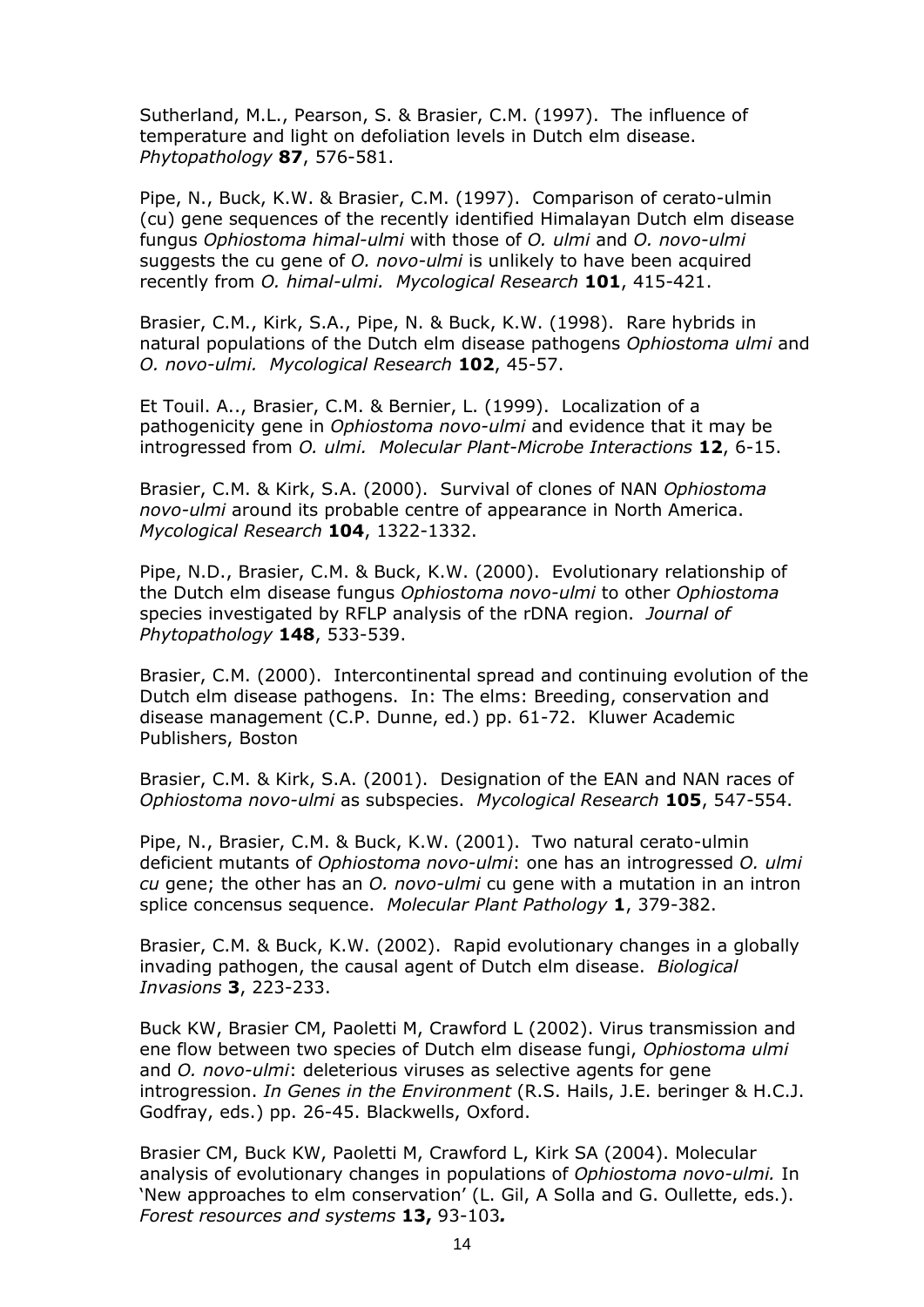Sutherland, M.L., Pearson, S. & Brasier, C.M. (1997). The influence of temperature and light on defoliation levels in Dutch elm disease. *Phytopathology* **87**, 576-581.

Pipe, N., Buck, K.W. & Brasier, C.M. (1997). Comparison of cerato-ulmin (cu) gene sequences of the recently identified Himalayan Dutch elm disease fungus *Ophiostoma himal-ulmi* with those of *O. ulmi* and *O. novo-ulmi* suggests the cu gene of *O. novo-ulmi* is unlikely to have been acquired recently from *O. himal-ulmi. Mycological Research* **101**, 415-421.

Brasier, C.M., Kirk, S.A., Pipe, N. & Buck, K.W. (1998). Rare hybrids in natural populations of the Dutch elm disease pathogens *Ophiostoma ulmi* and *O. novo-ulmi. Mycological Research* **102**, 45-57.

Et Touil. A.., Brasier, C.M. & Bernier, L. (1999). Localization of a pathogenicity gene in *Ophiostoma novo-ulmi* and evidence that it may be introgressed from *O. ulmi. Molecular Plant-Microbe Interactions* **12**, 6-15.

Brasier, C.M. & Kirk, S.A. (2000). Survival of clones of NAN *Ophiostoma novo-ulmi* around its probable centre of appearance in North America. *Mycological Research* **104**, 1322-1332.

Pipe, N.D., Brasier, C.M. & Buck, K.W. (2000). Evolutionary relationship of the Dutch elm disease fungus *Ophiostoma novo-ulmi* to other *Ophiostoma* species investigated by RFLP analysis of the rDNA region. *Journal of Phytopathology* **148**, 533-539.

Brasier, C.M. (2000). Intercontinental spread and continuing evolution of the Dutch elm disease pathogens. In: The elms: Breeding, conservation and disease management (C.P. Dunne, ed.) pp. 61-72. Kluwer Academic Publishers, Boston

Brasier, C.M. & Kirk, S.A. (2001). Designation of the EAN and NAN races of *Ophiostoma novo-ulmi* as subspecies. *Mycological Research* **105**, 547-554.

Pipe, N., Brasier, C.M. & Buck, K.W. (2001). Two natural cerato-ulmin deficient mutants of *Ophiostoma novo-ulmi*: one has an introgressed *O. ulmi cu* gene; the other has an *O. novo-ulmi* cu gene with a mutation in an intron splice concensus sequence. *Molecular Plant Pathology* **1**, 379-382.

Brasier, C.M. & Buck, K.W. (2002). Rapid evolutionary changes in a globally invading pathogen, the causal agent of Dutch elm disease. *Biological Invasions* **3**, 223-233.

Buck KW, Brasier CM, Paoletti M, Crawford L (2002). Virus transmission and ene flow between two species of Dutch elm disease fungi, *Ophiostoma ulmi* and *O. novo-ulmi*: deleterious viruses as selective agents for gene introgression. *In Genes in the Environment* (R.S. Hails, J.E. beringer & H.C.J. Godfray, eds.) pp. 26-45. Blackwells, Oxford.

Brasier CM, Buck KW, Paoletti M, Crawford L, Kirk SA (2004). Molecular analysis of evolutionary changes in populations of *Ophiostoma novo-ulmi.* In 'New approaches to elm conservation' (L. Gil, A Solla and G. Oullette, eds.). *Forest resources and systems* **13,** 93-103*.*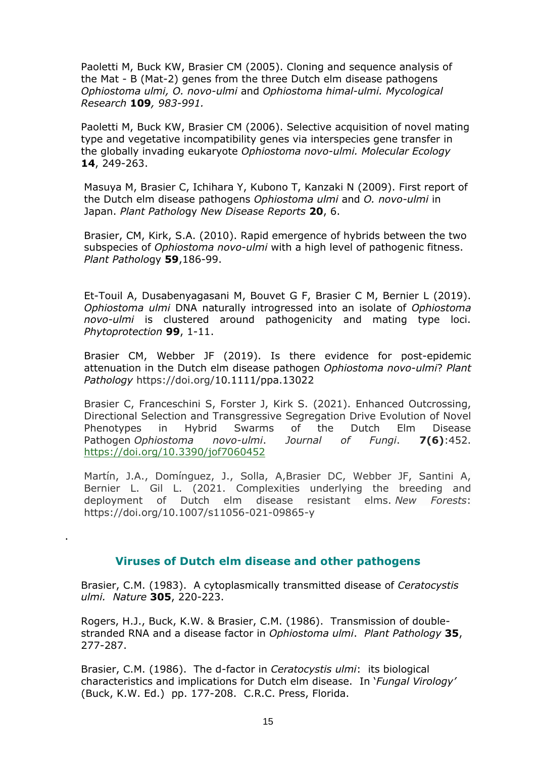Paoletti M, Buck KW, Brasier CM (2005). Cloning and sequence analysis of the Mat - B (Mat-2) genes from the three Dutch elm disease pathogens *Ophiostoma ulmi, O. novo-ulmi* and *Ophiostoma himal-ulmi. Mycological Research* **109***, 983-991.*

Paoletti M, Buck KW, Brasier CM (2006). Selective acquisition of novel mating type and vegetative incompatibility genes via interspecies gene transfer in the globally invading eukaryote *Ophiostoma novo-ulmi. Molecular Ecology* **14**, 249-263.

Masuya M, Brasier C, Ichihara Y, Kubono T, Kanzaki N (2009). First report of the Dutch elm disease pathogens *Ophiostoma ulmi* and *O. novo-ulmi* in Japan. *Plant Patholo*gy *New Disease Reports* **20**, 6.

Brasier, CM, Kirk, S.A. (2010). Rapid emergence of hybrids between the two subspecies of *Ophiostoma novo-ulmi* with a high level of pathogenic fitness. *Plant Patholo*gy **59**,186-99.

Et-Touil A, Dusabenyagasani M, Bouvet G F, Brasier C M, Bernier L (2019). *Ophiostoma ulmi* DNA naturally introgressed into an isolate of *Ophiostoma novo-ulmi* is clustered around pathogenicity and mating type loci. *Phytoprotection* **99**, 1-11.

Brasier CM, Webber JF (2019). Is there evidence for post-epidemic attenuation in the Dutch elm disease pathogen *Ophiostoma novo-ulmi*? *Plant Pathology* https://doi.org/10.1111/ppa.13022

Brasier C, Franceschini S, Forster J, Kirk S. (2021). Enhanced Outcrossing, Directional Selection and Transgressive Segregation Drive Evolution of Novel Phenotypes in Hybrid Swarms of the Dutch Elm Disease Pathogen *Ophiostoma novo-ulmi*. *Journal of Fungi*. **7(6)**:452. https://doi.org/10.3390/jof7060452

Martín, J.A., Domínguez, J., Solla, A,Brasier DC, Webber JF, Santini A, Bernier L. Gil L. (2021. Complexities underlying the breeding and deployment of Dutch elm disease resistant elms. *New Forests*: https://doi.org/10.1007/s11056-021-09865-y

.

## Viruses of Dutch elm disease and other pathogens

Brasier, C.M. (1983). A cytoplasmically transmitted disease of *Ceratocystis ulmi. Nature* **305**, 220-223.

Rogers, H.J., Buck, K.W. & Brasier, C.M. (1986). Transmission of double-stranded RNA and a disease factor in *Ophiostoma ulmi*. *Plant Pathology* **35**, 277-287.

Brasier, C.M. (1986). The d-factor in *Ceratocystis ulmi*: its biological characteristics and implications for Dutch elm disease. In '*Fungal Virology'* (Buck, K.W. Ed.) pp. 177-208. C.R.C. Press, Florida.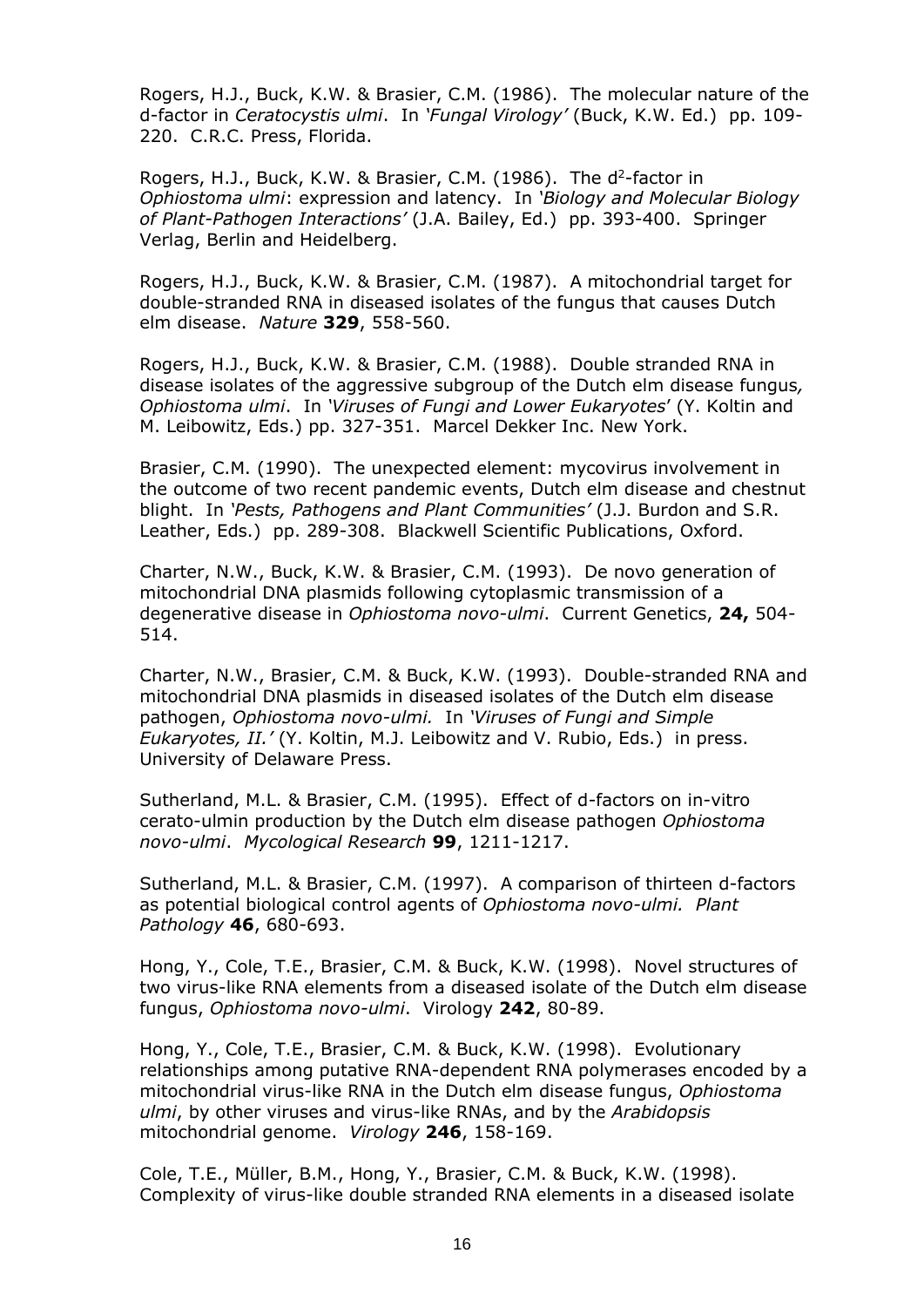Rogers, H.J., Buck, K.W. & Brasier, C.M. (1986). The molecular nature of the d-factor in *Ceratocystis ulmi*. In *'Fungal Virology'* (Buck, K.W. Ed.) pp. 109-220. C.R.C. Press, Florida.

Rogers, H.J., Buck, K.W. & Brasier, C.M. (1986). The $d^2$-factor in *Ophiostoma ulmi*: expression and latency. In *'Biology and Molecular Biology of Plant-Pathogen Interactions'* (J.A. Bailey, Ed.) pp. 393-400. Springer Verlag, Berlin and Heidelberg.

Rogers, H.J., Buck, K.W. & Brasier, C.M. (1987). A mitochondrial target for double-stranded RNA in diseased isolates of the fungus that causes Dutch elm disease. *Nature* **329**, 558-560.

Rogers, H.J., Buck, K.W. & Brasier, C.M. (1988). Double stranded RNA in disease isolates of the aggressive subgroup of the Dutch elm disease fungus, *Ophiostoma ulmi*. In *'Viruses of Fungi and Lower Eukaryotes'* (Y. Koltin and M. Leibowitz, Eds.) pp. 327-351. Marcel Dekker Inc. New York.

Brasier, C.M. (1990). The unexpected element: mycovirus involvement in the outcome of two recent pandemic events, Dutch elm disease and chestnut blight. In *'Pests, Pathogens and Plant Communities'* (J.J. Burdon and S.R. Leather, Eds.) pp. 289-308. Blackwell Scientific Publications, Oxford.

Charter, N.W., Buck, K.W. & Brasier, C.M. (1993). De novo generation of mitochondrial DNA plasmids following cytoplasmic transmission of a degenerative disease in *Ophiostoma novo-ulmi*. Current Genetics, **24,** 504-514.

Charter, N.W., Brasier, C.M. & Buck, K.W. (1993). Double-stranded RNA and mitochondrial DNA plasmids in diseased isolates of the Dutch elm disease pathogen, *Ophiostoma novo-ulmi.* In *'Viruses of Fungi and Simple Eukaryotes, II.'* (Y. Koltin, M.J. Leibowitz and V. Rubio, Eds.) in press. University of Delaware Press.

Sutherland, M.L. & Brasier, C.M. (1995). Effect of d-factors on in-vitro cerato-ulmin production by the Dutch elm disease pathogen *Ophiostoma novo-ulmi*. *Mycological Research* **99**, 1211-1217.

Sutherland, M.L. & Brasier, C.M. (1997). A comparison of thirteen d-factors as potential biological control agents of *Ophiostoma novo-ulmi. Plant Pathology* **46**, 680-693.

Hong, Y., Cole, T.E., Brasier, C.M. & Buck, K.W. (1998). Novel structures of two virus-like RNA elements from a diseased isolate of the Dutch elm disease fungus, *Ophiostoma novo-ulmi*. Virology **242**, 80-89.

Hong, Y., Cole, T.E., Brasier, C.M. & Buck, K.W. (1998). Evolutionary relationships among putative RNA-dependent RNA polymerases encoded by a mitochondrial virus-like RNA in the Dutch elm disease fungus, *Ophiostoma ulmi*, by other viruses and virus-like RNAs, and by the *Arabidopsis* mitochondrial genome. *Virology* **246**, 158-169.

Cole, T.E., Müller, B.M., Hong, Y., Brasier, C.M. & Buck, K.W. (1998). Complexity of virus-like double stranded RNA elements in a diseased isolate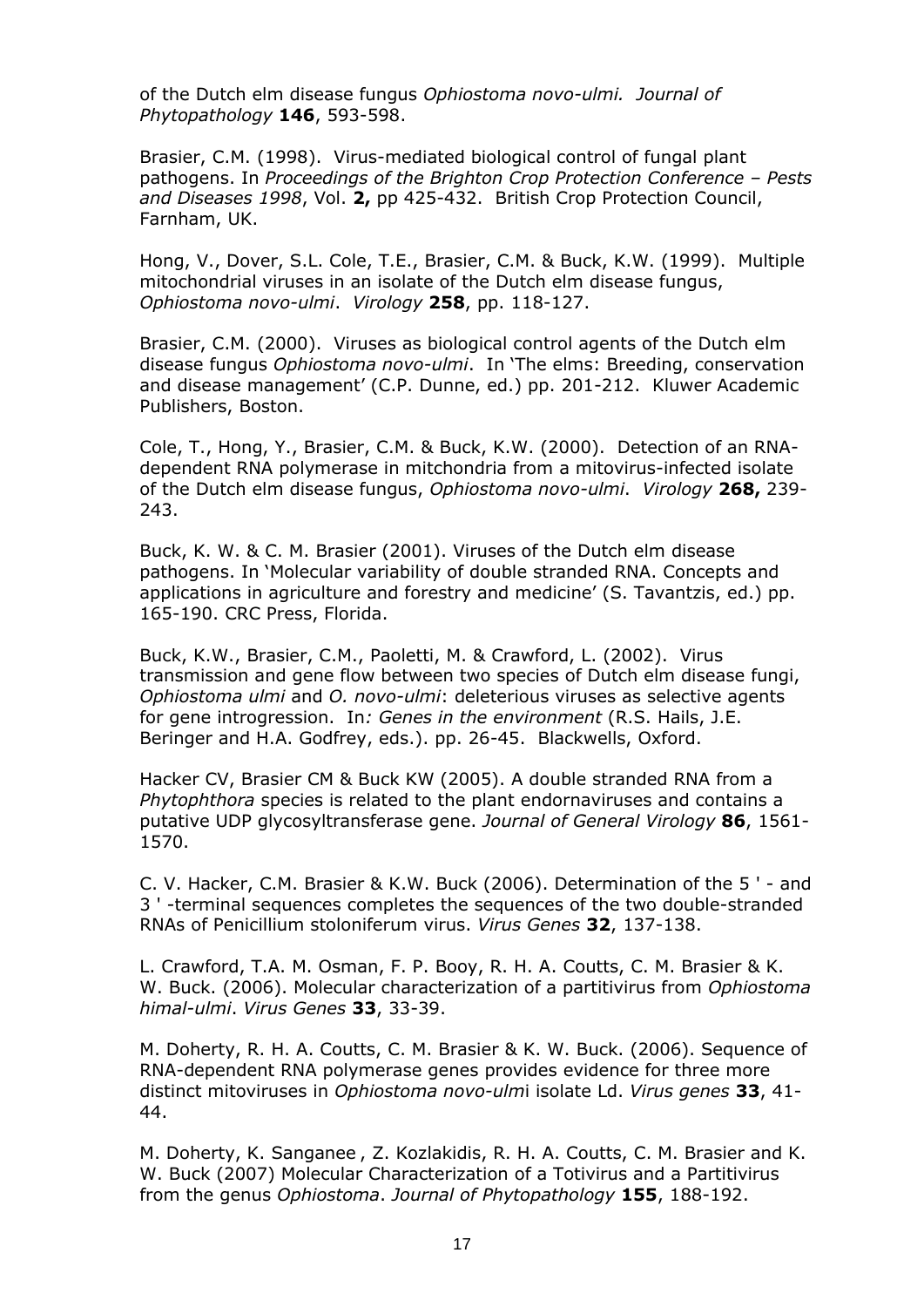of the Dutch elm disease fungus *Ophiostoma novo-ulmi. Journal of Phytopathology* **146**, 593-598.

Brasier, C.M. (1998). Virus-mediated biological control of fungal plant pathogens. In *Proceedings of the Brighton Crop Protection Conference – Pests and Diseases 1998*, Vol. **2,** pp 425-432. British Crop Protection Council, Farnham, UK.

Hong, V., Dover, S.L. Cole, T.E., Brasier, C.M. & Buck, K.W. (1999). Multiple mitochondrial viruses in an isolate of the Dutch elm disease fungus, *Ophiostoma novo-ulmi*. *Virology* **258**, pp. 118-127.

Brasier, C.M. (2000). Viruses as biological control agents of the Dutch elm disease fungus *Ophiostoma novo-ulmi*. In 'The elms: Breeding, conservation and disease management' (C.P. Dunne, ed.) pp. 201-212. Kluwer Academic Publishers, Boston.

Cole, T., Hong, Y., Brasier, C.M. & Buck, K.W. (2000). Detection of an RNA-dependent RNA polymerase in mitchondria from a mitovirus-infected isolate of the Dutch elm disease fungus, *Ophiostoma novo-ulmi*. *Virology* **268,** 239-243.

Buck, K. W. & C. M. Brasier (2001). Viruses of the Dutch elm disease pathogens. In 'Molecular variability of double stranded RNA. Concepts and applications in agriculture and forestry and medicine' (S. Tavantzis, ed.) pp. 165-190. CRC Press, Florida.

Buck, K.W., Brasier, C.M., Paoletti, M. & Crawford, L. (2002). Virus transmission and gene flow between two species of Dutch elm disease fungi, *Ophiostoma ulmi* and *O. novo-ulmi*: deleterious viruses as selective agents for gene introgression. In*: Genes in the environment* (R.S. Hails, J.E. Beringer and H.A. Godfrey, eds.). pp. 26-45. Blackwells, Oxford.

Hacker CV, Brasier CM & Buck KW (2005). A double stranded RNA from a *Phytophthora* species is related to the plant endornaviruses and contains a putative UDP glycosyltransferase gene. *Journal of General Virology* **86**, 1561-1570.

C. V. Hacker, C.M. Brasier & K.W. Buck (2006). Determination of the 5 ' - and 3 ' -terminal sequences completes the sequences of the two double-stranded RNAs of Penicillium stoloniferum virus. *Virus Genes* **32**, 137-138.

L. Crawford, T.A. M. Osman, F. P. Booy, R. H. A. Coutts, C. M. Brasier & K. W. Buck. (2006). Molecular characterization of a partitivirus from *Ophiostoma himal-ulmi*. *Virus Genes* **33**, 33-39.

M. Doherty, R. H. A. Coutts, C. M. Brasier & K. W. Buck. (2006). Sequence of RNA-dependent RNA polymerase genes provides evidence for three more distinct mitoviruses in *Ophiostoma novo-ulm*i isolate Ld. *Virus genes* **33**, 41-44.

M. Doherty, K. Sanganee , Z. Kozlakidis, R. H. A. Coutts, C. M. Brasier and K. W. Buck (2007) Molecular Characterization of a Totivirus and a Partitivirus from the genus *Ophiostoma*. *Journal of Phytopathology* **155**, 188-192.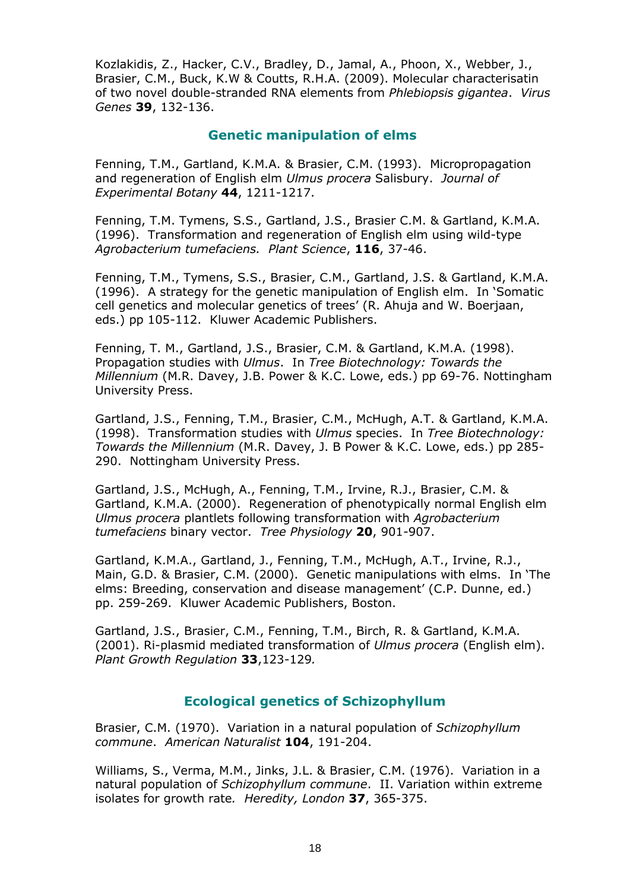Kozlakidis, Z., Hacker, C.V., Bradley, D., Jamal, A., Phoon, X., Webber, J., Brasier, C.M., Buck, K.W & Coutts, R.H.A. (2009). Molecular characterisatin of two novel double-stranded RNA elements from *Phlebiopsis gigantea*. *Virus Genes* **39**, 132-136.

## Genetic manipulation of elms

Fenning, T.M., Gartland, K.M.A. & Brasier, C.M. (1993). Micropropagation and regeneration of English elm *Ulmus procera* Salisbury. *Journal of Experimental Botany* **44**, 1211-1217.

Fenning, T.M. Tymens, S.S., Gartland, J.S., Brasier C.M. & Gartland, K.M.A. (1996). Transformation and regeneration of English elm using wild-type *Agrobacterium tumefaciens. Plant Science*, **116**, 37-46.

Fenning, T.M., Tymens, S.S., Brasier, C.M., Gartland, J.S. & Gartland, K.M.A. (1996). A strategy for the genetic manipulation of English elm. In 'Somatic cell genetics and molecular genetics of trees' (R. Ahuja and W. Boerjaan, eds.) pp 105-112. Kluwer Academic Publishers.

Fenning, T. M., Gartland, J.S., Brasier, C.M. & Gartland, K.M.A. (1998). Propagation studies with *Ulmus*. In *Tree Biotechnology: Towards the Millennium* (M.R. Davey, J.B. Power & K.C. Lowe, eds.) pp 69-76. Nottingham University Press.

Gartland, J.S., Fenning, T.M., Brasier, C.M., McHugh, A.T. & Gartland, K.M.A. (1998). Transformation studies with *Ulmus* species. In *Tree Biotechnology: Towards the Millennium* (M.R. Davey, J. B Power & K.C. Lowe, eds.) pp 285-290. Nottingham University Press.

Gartland, J.S., McHugh, A., Fenning, T.M., Irvine, R.J., Brasier, C.M. & Gartland, K.M.A. (2000). Regeneration of phenotypically normal English elm *Ulmus procera* plantlets following transformation with *Agrobacterium tumefaciens* binary vector. *Tree Physiology* **20**, 901-907.

Gartland, K.M.A., Gartland, J., Fenning, T.M., McHugh, A.T., Irvine, R.J., Main, G.D. & Brasier, C.M. (2000). Genetic manipulations with elms. In 'The elms: Breeding, conservation and disease management' (C.P. Dunne, ed.) pp. 259-269. Kluwer Academic Publishers, Boston.

Gartland, J.S., Brasier, C.M., Fenning, T.M., Birch, R. & Gartland, K.M.A. (2001). Ri-plasmid mediated transformation of *Ulmus procera* (English elm). *Plant Growth Regulation* **33**,123-129*.*

## Ecological genetics of Schizophyllum

Brasier, C.M. (1970). Variation in a natural population of *Schizophyllum commune*. *American Naturalist* **104**, 191-204.

Williams, S., Verma, M.M., Jinks, J.L. & Brasier, C.M. (1976). Variation in a natural population of *Schizophyllum commune*. II. Variation within extreme isolates for growth rate*. Heredity, London* **37**, 365-375.